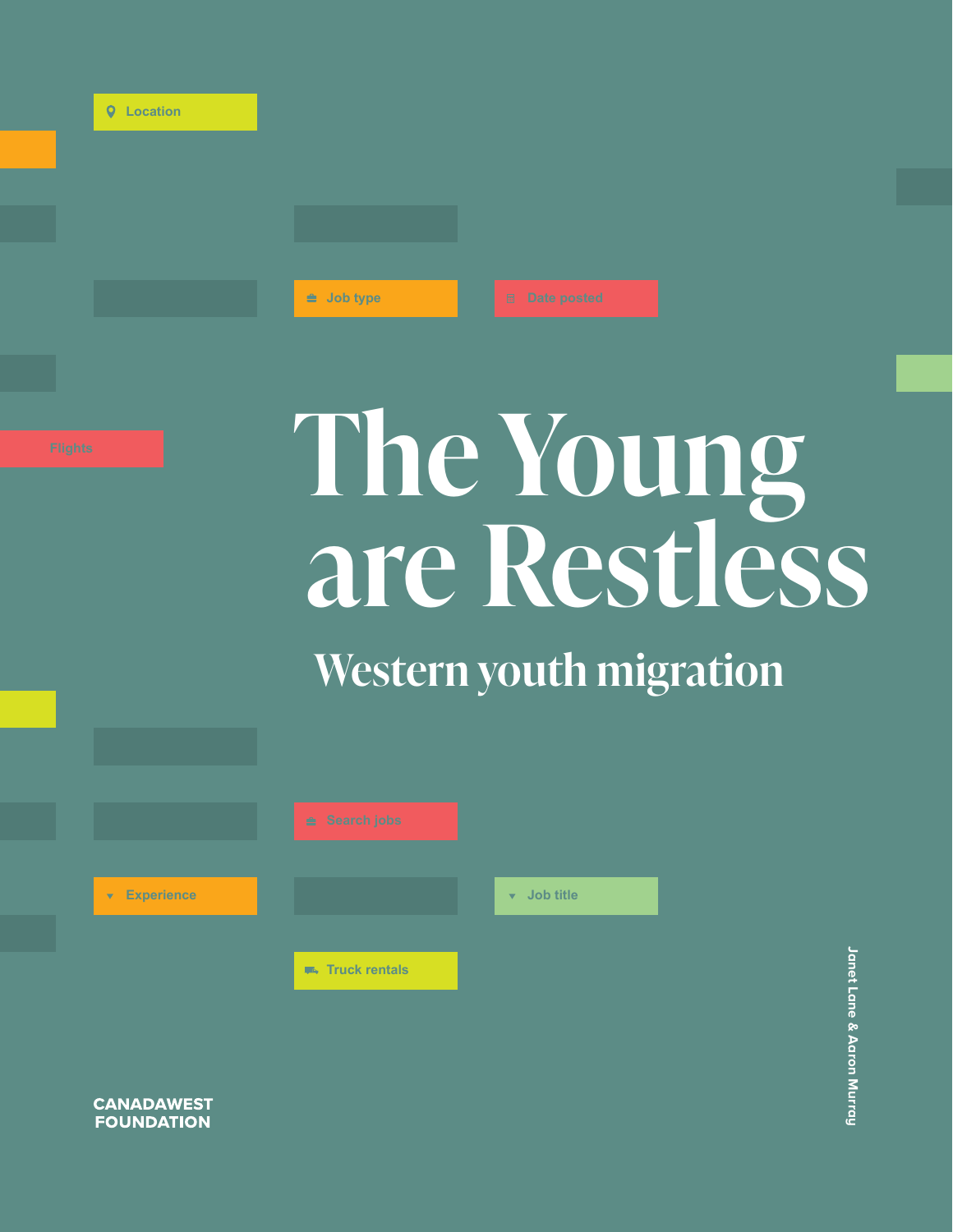# The Young are Restless

## Western youth migration

Janet Lane & Aaron Murray

CANADAWEST FOUNDATION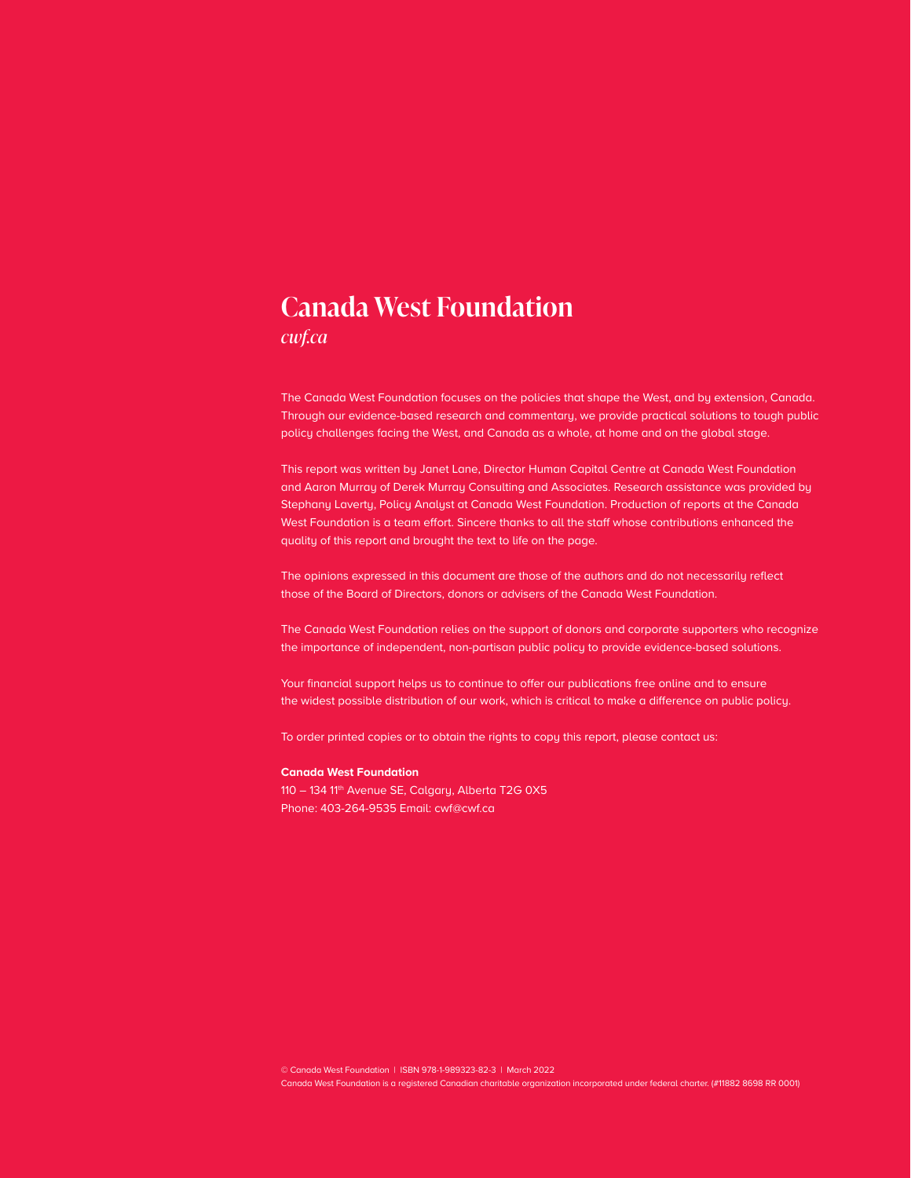# Canada West Foundation

*cwf.ca*

The Canada West Foundation focuses on the policies that shape the West, and by extension, Canada. Through our evidence-based research and commentary, we provide practical solutions to tough public policy challenges facing the West, and Canada as a whole, at home and on the global stage.

This report was written by Janet Lane, Director Human Capital Centre at Canada West Foundation and Aaron Murray of Derek Murray Consulting and Associates. Research assistance was provided by Stephany Laverty, Policy Analyst at Canada West Foundation. Production of reports at the Canada West Foundation is a team effort. Sincere thanks to all the staff whose contributions enhanced the quality of this report and brought the text to life on the page.

The opinions expressed in this document are those of the authors and do not necessarily reflect those of the Board of Directors, donors or advisers of the Canada West Foundation.

The Canada West Foundation relies on the support of donors and corporate supporters who recognize the importance of independent, non-partisan public policy to provide evidence-based solutions.

Your financial support helps us to continue to offer our publications free online and to ensure the widest possible distribution of our work, which is critical to make a difference on public policy.

To order printed copies or to obtain the rights to copy this report, please contact us:

**Canada West Foundation**
110 – 134 11th Avenue SE, Calgary, Alberta T2G 0X5
Phone: 403-264-9535 Email: cwf@cwf.ca

© Canada West Foundation | ISBN 978-1-989323-82-3 | March 2022
Canada West Foundation is a registered Canadian charitable organization incorporated under federal charter. (#11882 8698 RR 0001)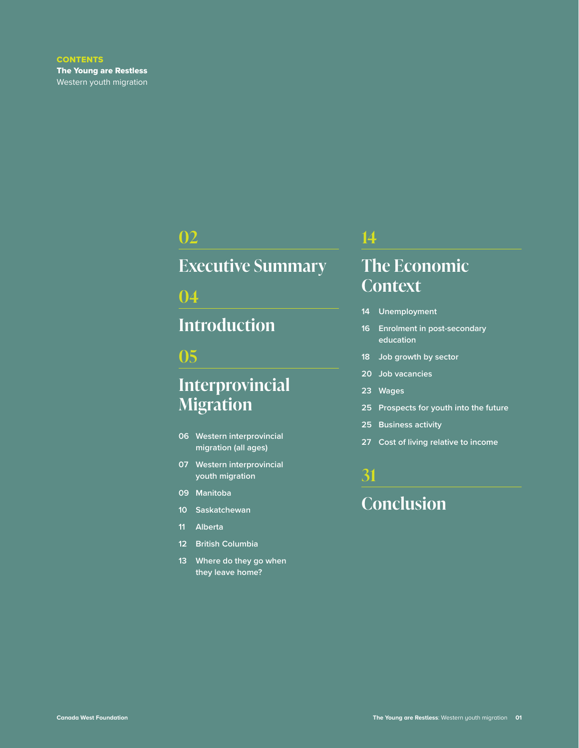**CONTENTS**
**The Young are Restless**
Western youth migration

## 02
## Executive Summary

## 04
## Introduction

## 05
## Interprovincial Migration

- 06 Western interprovincial migration (all ages)
- 07 Western interprovincial youth migration
- 09 Manitoba
- 10 Saskatchewan
- 11 Alberta
- 12 British Columbia
- 13 Where do they go when they leave home?

## 14
## The Economic Context

- 14 Unemployment
- 16 Enrolment in post-secondary education
- 18 Job growth by sector
- 20 Job vacancies
- 23 Wages
- 25 Prospects for youth into the future
- 25 Business activity
- 27 Cost of living relative to income

## 31
## Conclusion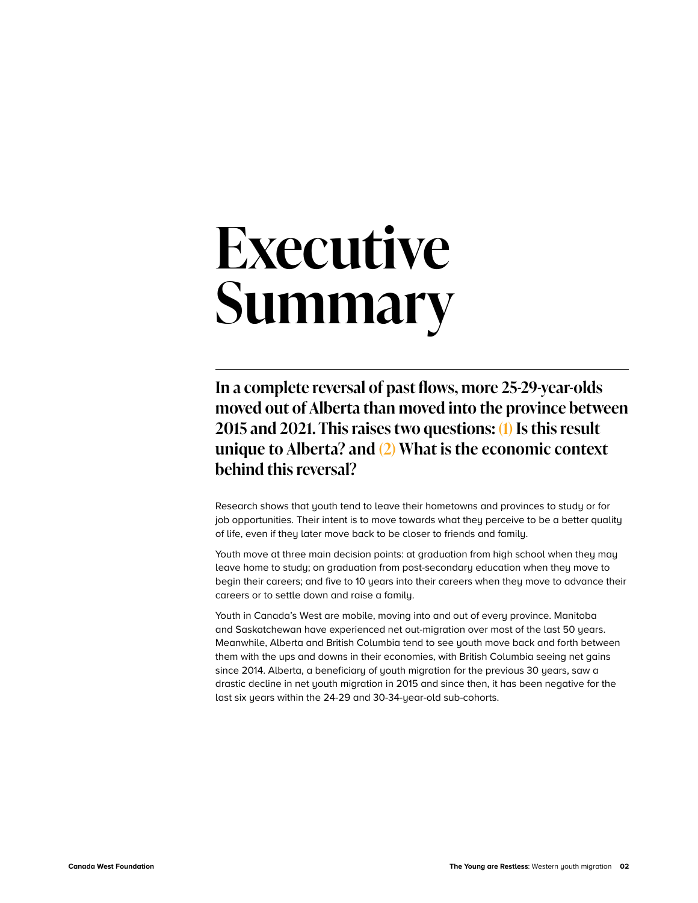# Executive Summary

**In a complete reversal of past flows, more 25-29-year-olds moved out of Alberta than moved into the province between 2015 and 2021. This raises two questions: (1) Is this result unique to Alberta? and (2) What is the economic context behind this reversal?**

Research shows that youth tend to leave their hometowns and provinces to study or for job opportunities. Their intent is to move towards what they perceive to be a better quality of life, even if they later move back to be closer to friends and family.

Youth move at three main decision points: at graduation from high school when they may leave home to study; on graduation from post-secondary education when they move to begin their careers; and five to 10 years into their careers when they move to advance their careers or to settle down and raise a family.

Youth in Canada's West are mobile, moving into and out of every province. Manitoba and Saskatchewan have experienced net out-migration over most of the last 50 years. Meanwhile, Alberta and British Columbia tend to see youth move back and forth between them with the ups and downs in their economies, with British Columbia seeing net gains since 2014. Alberta, a beneficiary of youth migration for the previous 30 years, saw a drastic decline in net youth migration in 2015 and since then, it has been negative for the last six years within the 24-29 and 30-34-year-old sub-cohorts.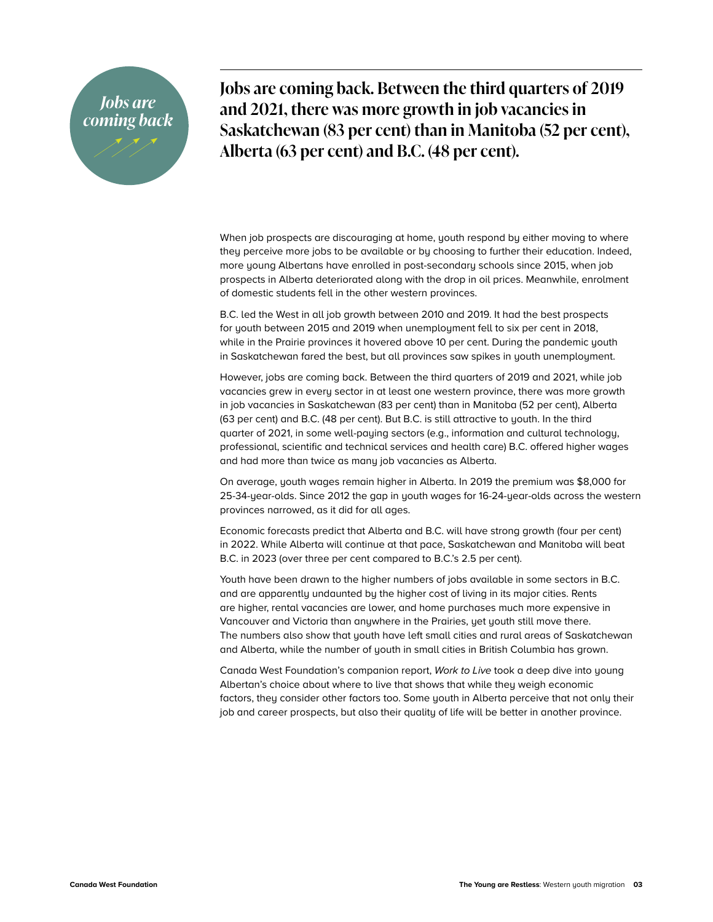*Jobs are coming back*

## Jobs are coming back. Between the third quarters of 2019 and 2021, there was more growth in job vacancies in Saskatchewan (83 per cent) than in Manitoba (52 per cent), Alberta (63 per cent) and B.C. (48 per cent).

When job prospects are discouraging at home, youth respond by either moving to where they perceive more jobs to be available or by choosing to further their education. Indeed, more young Albertans have enrolled in post-secondary schools since 2015, when job prospects in Alberta deteriorated along with the drop in oil prices. Meanwhile, enrolment of domestic students fell in the other western provinces.

B.C. led the West in all job growth between 2010 and 2019. It had the best prospects for youth between 2015 and 2019 when unemployment fell to six per cent in 2018, while in the Prairie provinces it hovered above 10 per cent. During the pandemic youth in Saskatchewan fared the best, but all provinces saw spikes in youth unemployment.

However, jobs are coming back. Between the third quarters of 2019 and 2021, while job vacancies grew in every sector in at least one western province, there was more growth in job vacancies in Saskatchewan (83 per cent) than in Manitoba (52 per cent), Alberta (63 per cent) and B.C. (48 per cent). But B.C. is still attractive to youth. In the third quarter of 2021, in some well-paying sectors (e.g., information and cultural technology, professional, scientific and technical services and health care) B.C. offered higher wages and had more than twice as many job vacancies as Alberta.

On average, youth wages remain higher in Alberta. In 2019 the premium was $8,000 for 25-34-year-olds. Since 2012 the gap in youth wages for 16-24-year-olds across the western provinces narrowed, as it did for all ages.

Economic forecasts predict that Alberta and B.C. will have strong growth (four per cent) in 2022. While Alberta will continue at that pace, Saskatchewan and Manitoba will beat B.C. in 2023 (over three per cent compared to B.C.'s 2.5 per cent).

Youth have been drawn to the higher numbers of jobs available in some sectors in B.C. and are apparently undaunted by the higher cost of living in its major cities. Rents are higher, rental vacancies are lower, and home purchases much more expensive in Vancouver and Victoria than anywhere in the Prairies, yet youth still move there. The numbers also show that youth have left small cities and rural areas of Saskatchewan and Alberta, while the number of youth in small cities in British Columbia has grown.

Canada West Foundation's companion report, *Work to Live* took a deep dive into young Albertan's choice about where to live that shows that while they weigh economic factors, they consider other factors too. Some youth in Alberta perceive that not only their job and career prospects, but also their quality of life will be better in another province.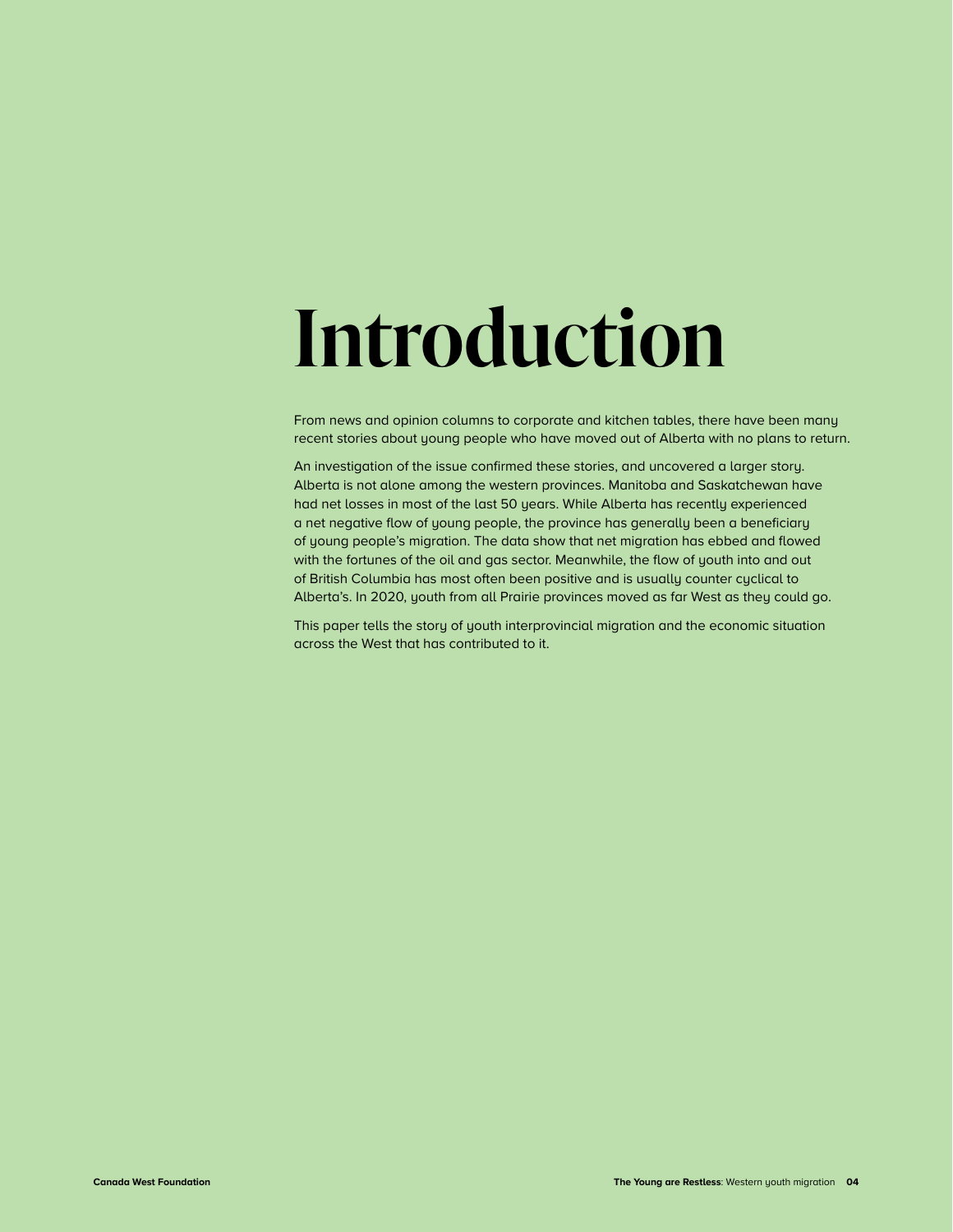# Introduction

From news and opinion columns to corporate and kitchen tables, there have been many recent stories about young people who have moved out of Alberta with no plans to return.

An investigation of the issue confirmed these stories, and uncovered a larger story. Alberta is not alone among the western provinces. Manitoba and Saskatchewan have had net losses in most of the last 50 years. While Alberta has recently experienced a net negative flow of young people, the province has generally been a beneficiary of young people's migration. The data show that net migration has ebbed and flowed with the fortunes of the oil and gas sector. Meanwhile, the flow of youth into and out of British Columbia has most often been positive and is usually counter cyclical to Alberta's. In 2020, youth from all Prairie provinces moved as far West as they could go.

This paper tells the story of youth interprovincial migration and the economic situation across the West that has contributed to it.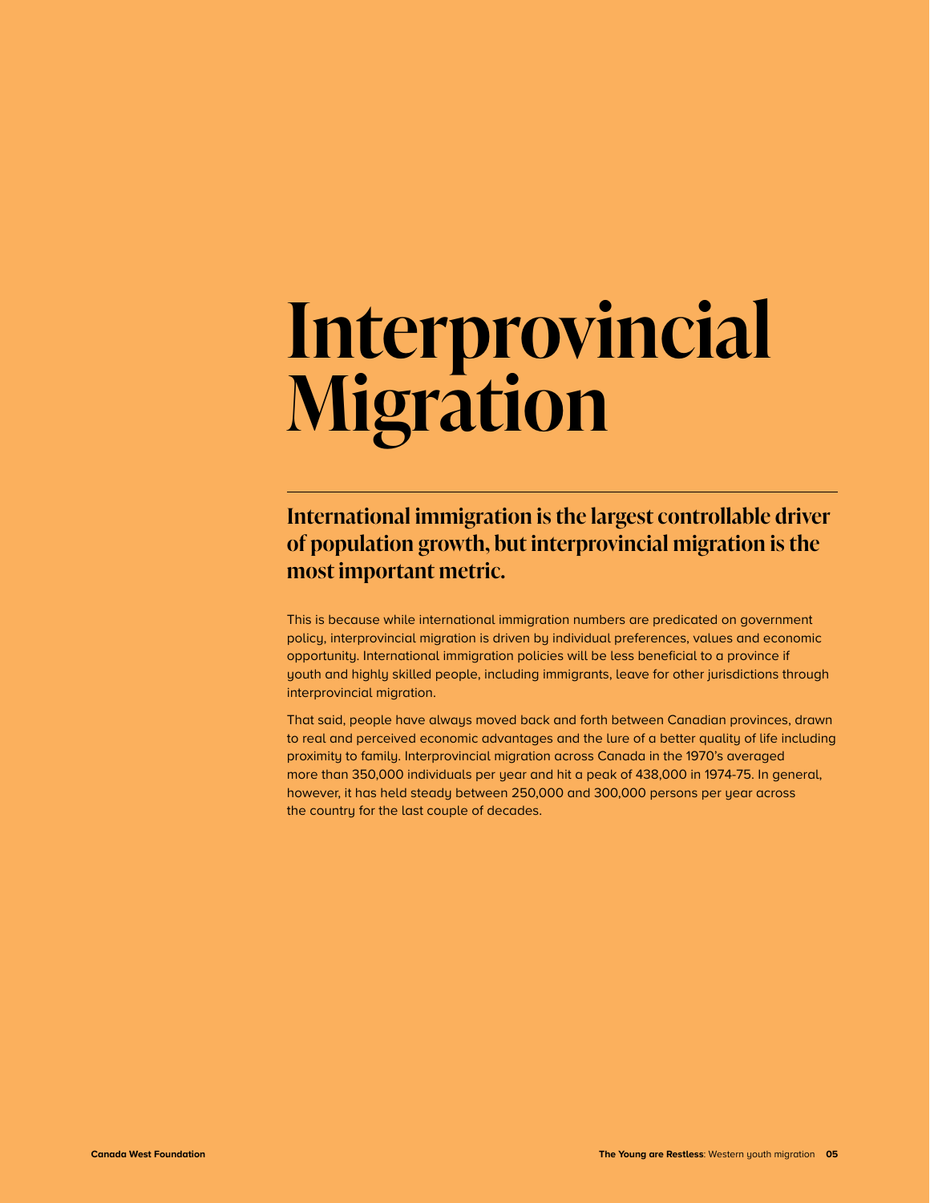# Interprovincial Migration

## International immigration is the largest controllable driver of population growth, but interprovincial migration is the most important metric.

This is because while international immigration numbers are predicated on government policy, interprovincial migration is driven by individual preferences, values and economic opportunity. International immigration policies will be less beneficial to a province if youth and highly skilled people, including immigrants, leave for other jurisdictions through interprovincial migration.

That said, people have always moved back and forth between Canadian provinces, drawn to real and perceived economic advantages and the lure of a better quality of life including proximity to family. Interprovincial migration across Canada in the 1970's averaged more than 350,000 individuals per year and hit a peak of 438,000 in 1974-75. In general, however, it has held steady between 250,000 and 300,000 persons per year across the country for the last couple of decades.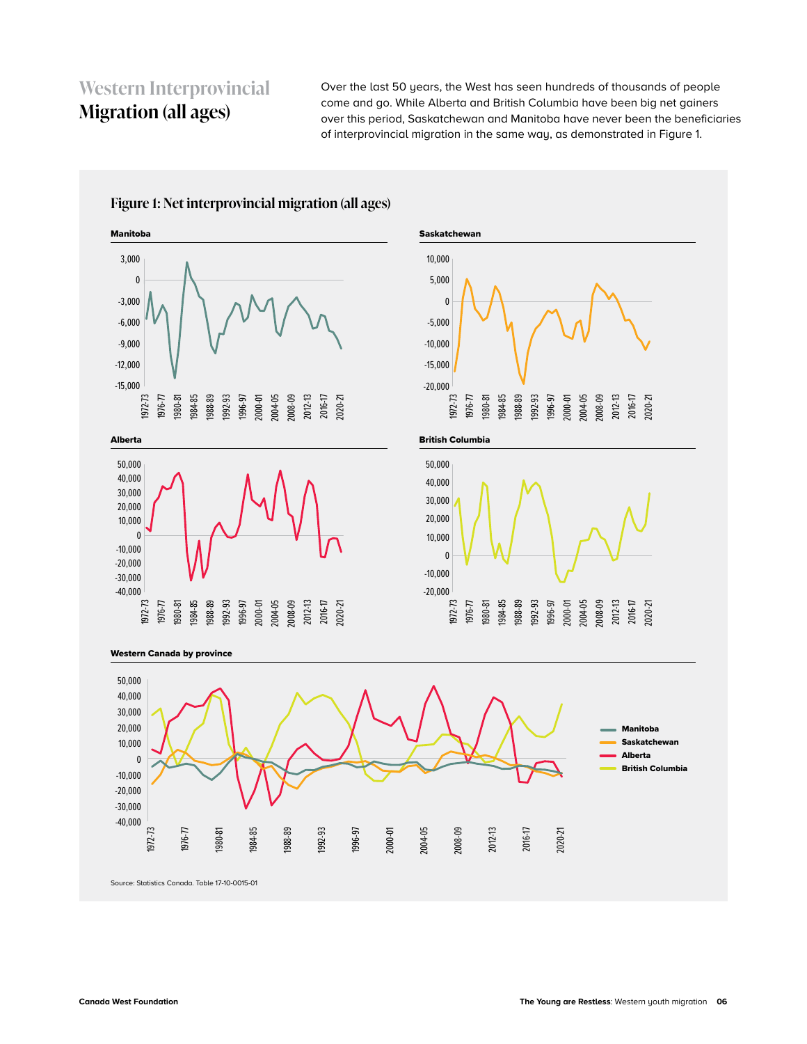## Western Interprovincial Migration (all ages)

Over the last 50 years, the West has seen hundreds of thousands of people come and go. While Alberta and British Columbia have been big net gainers over this period, Saskatchewan and Manitoba have never been the beneficiaries of interprovincial migration in the same way, as demonstrated in Figure 1.

### Figure 1: Net interprovincial migration (all ages)

Source: Statistics Canada. Table 17-10-0015-01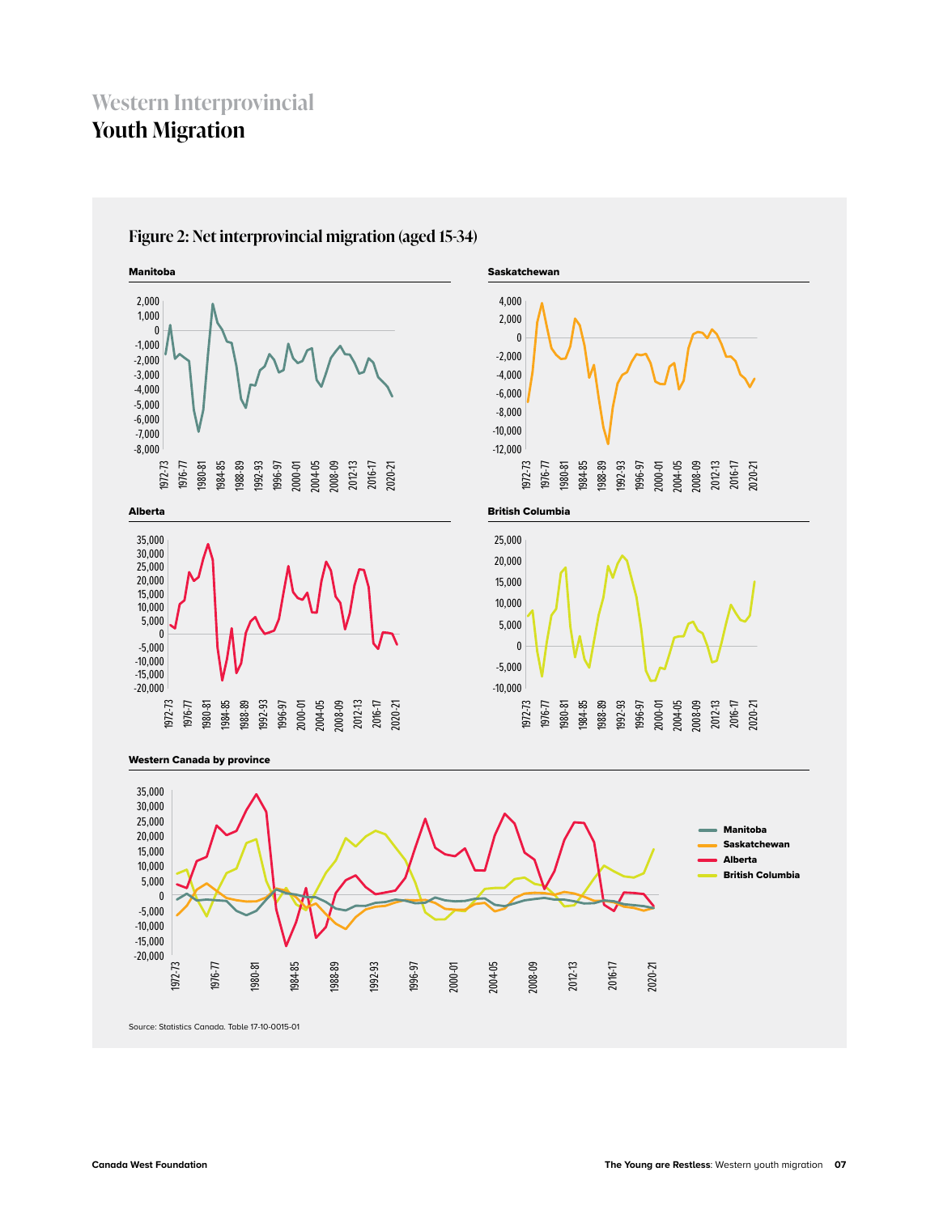# Western Interprovincial
# Youth Migration

## Figure 2: Net interprovincial migration (aged 15-34)

Manitoba

Saskatchewan

Alberta

British Columbia

Western Canada by province

Source: Statistics Canada. Table 17-10-0015-01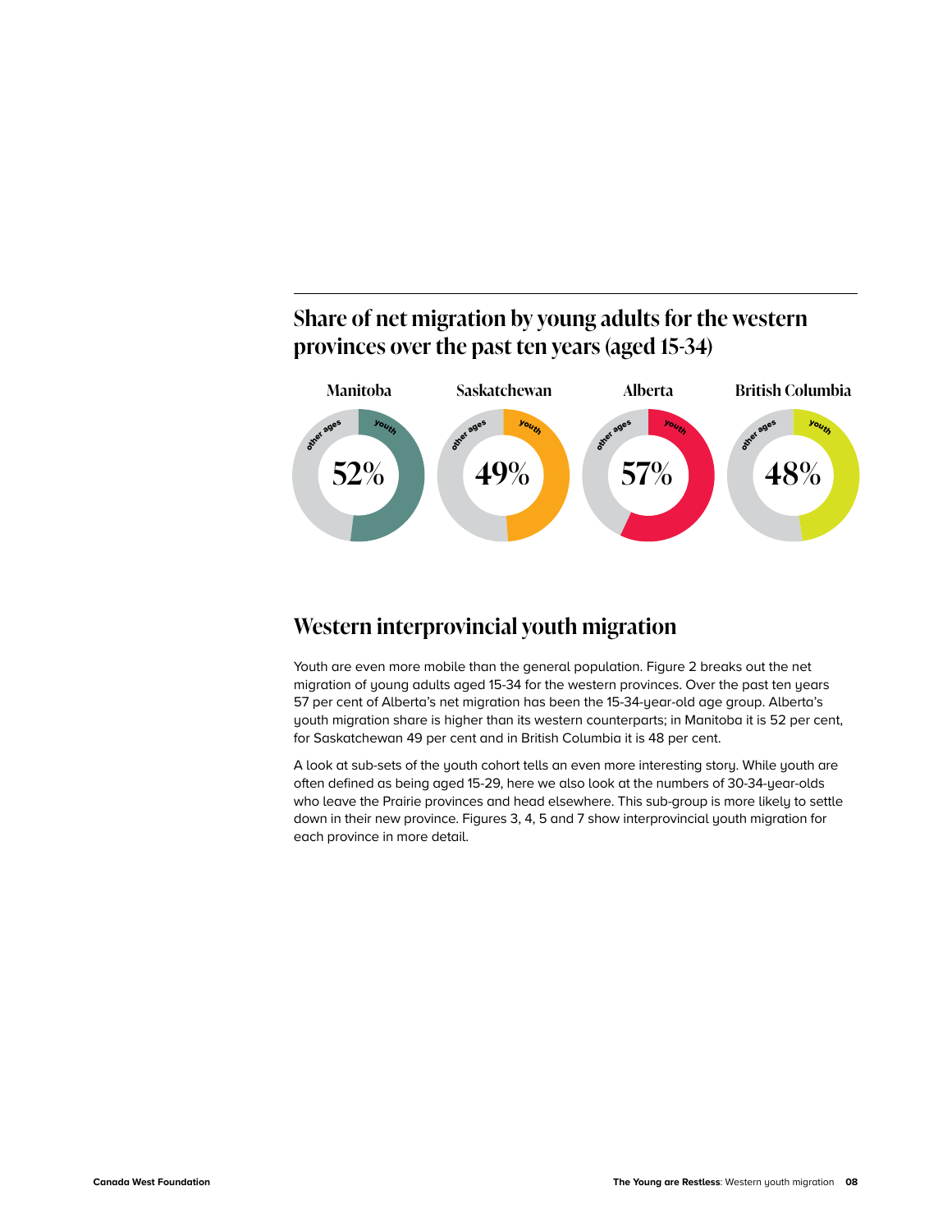## Share of net migration by young adults for the western provinces over the past ten years (aged 15-34)

| Manitoba | Saskatchewan | Alberta | British Columbia |
|---|---|---|---|
| 52% | 49% | 57% | 48% |

## Western interprovincial youth migration

Youth are even more mobile than the general population. Figure 2 breaks out the net migration of young adults aged 15-34 for the western provinces. Over the past ten years 57 per cent of Alberta's net migration has been the 15-34-year-old age group. Alberta's youth migration share is higher than its western counterparts; in Manitoba it is 52 per cent, for Saskatchewan 49 per cent and in British Columbia it is 48 per cent.

A look at sub-sets of the youth cohort tells an even more interesting story. While youth are often defined as being aged 15-29, here we also look at the numbers of 30-34-year-olds who leave the Prairie provinces and head elsewhere. This sub-group is more likely to settle down in their new province. Figures 3, 4, 5 and 7 show interprovincial youth migration for each province in more detail.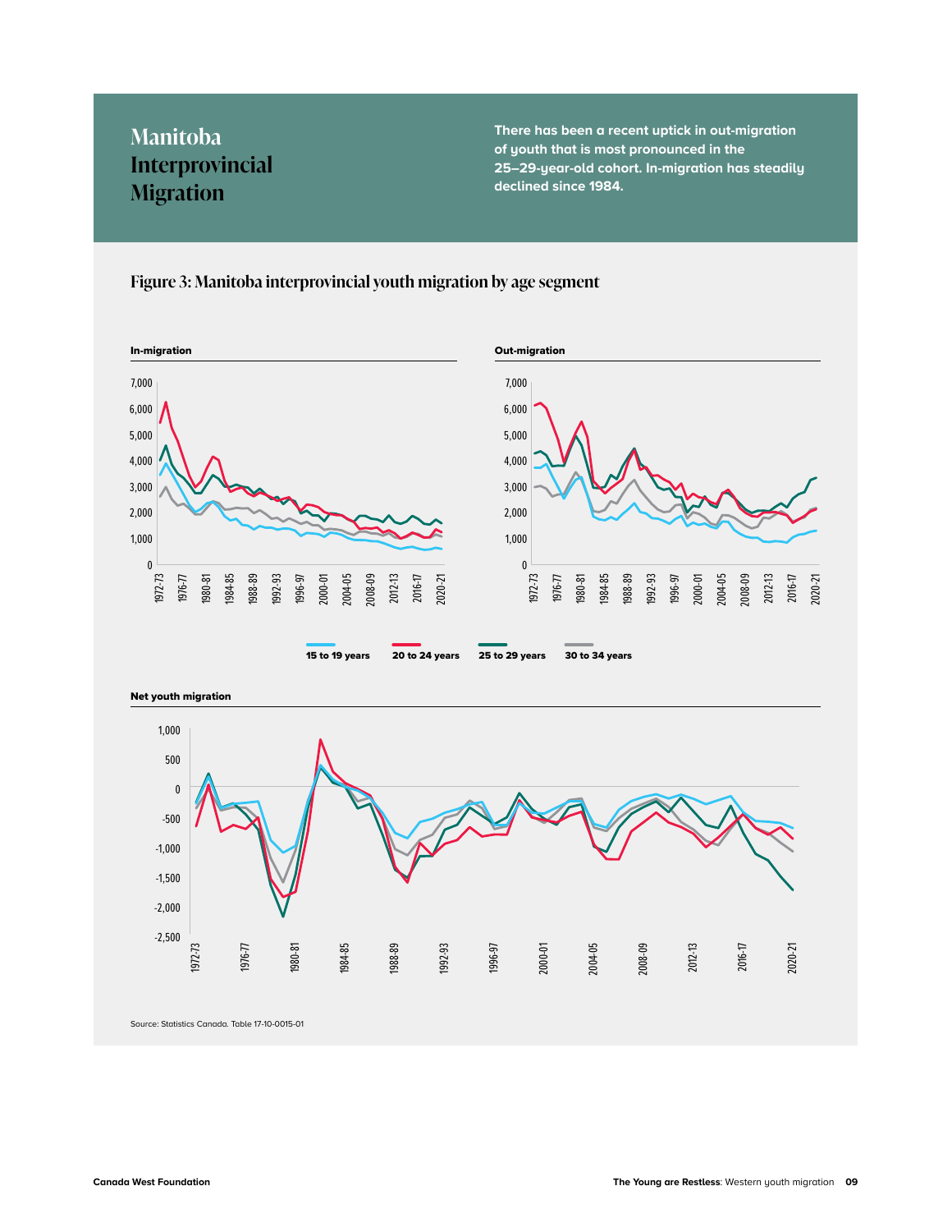# Manitoba Interprovincial Migration

**There has been a recent uptick in out-migration of youth that is most pronounced in the 25–29-year-old cohort. In-migration has steadily declined since 1984.**

### Figure 3: Manitoba interprovincial youth migration by age segment

**In-migration**

**Out-migration**

15 to 19 years | 20 to 24 years | 25 to 29 years | 30 to 34 years

**Net youth migration**

Source: Statistics Canada. Table 17-10-0015-01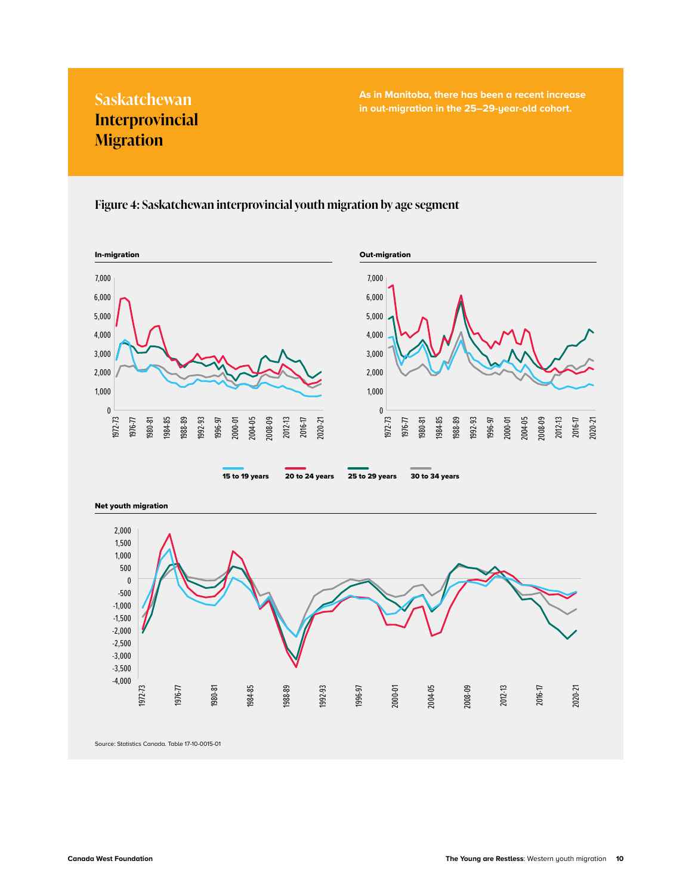# Saskatchewan Interprovincial Migration

**As in Manitoba, there has been a recent increase in out-migration in the 25–29-year-old cohort.**

## Figure 4: Saskatchewan interprovincial youth migration by age segment

**In-migration**

**Out-migration**

15 to 19 years | 20 to 24 years | 25 to 29 years | 30 to 34 years

**Net youth migration**

Source: Statistics Canada. Table 17-10-0015-01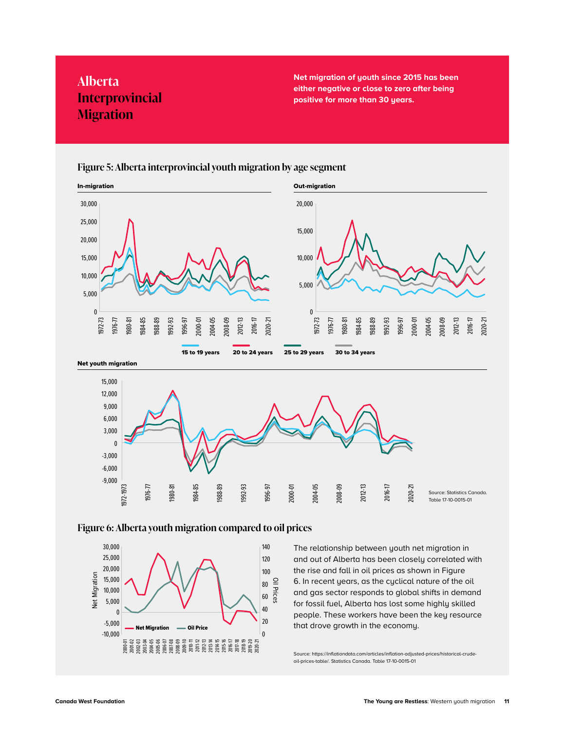# Alberta Interprovincial Migration

**Net migration of youth since 2015 has been either negative or close to zero after being positive for more than 30 years.**

## Figure 5: Alberta interprovincial youth migration by age segment

**In-migration**

**Out-migration**

15 to 19 years | 20 to 24 years | 25 to 29 years | 30 to 34 years

**Net youth migration**

Source: Statistics Canada. Table 17-10-0015-01

## Figure 6: Alberta youth migration compared to oil prices

The relationship between youth net migration in and out of Alberta has been closely correlated with the rise and fall in oil prices as shown in Figure 6. In recent years, as the cyclical nature of the oil and gas sector responds to global shifts in demand for fossil fuel, Alberta has lost some highly skilled people. These workers have been the key resource that drove growth in the economy.

Source: https://inflationdata.com/articles/inflation-adjusted-prices/historical-crude-oil-prices-table/. Statistics Canada. Table 17-10-0015-01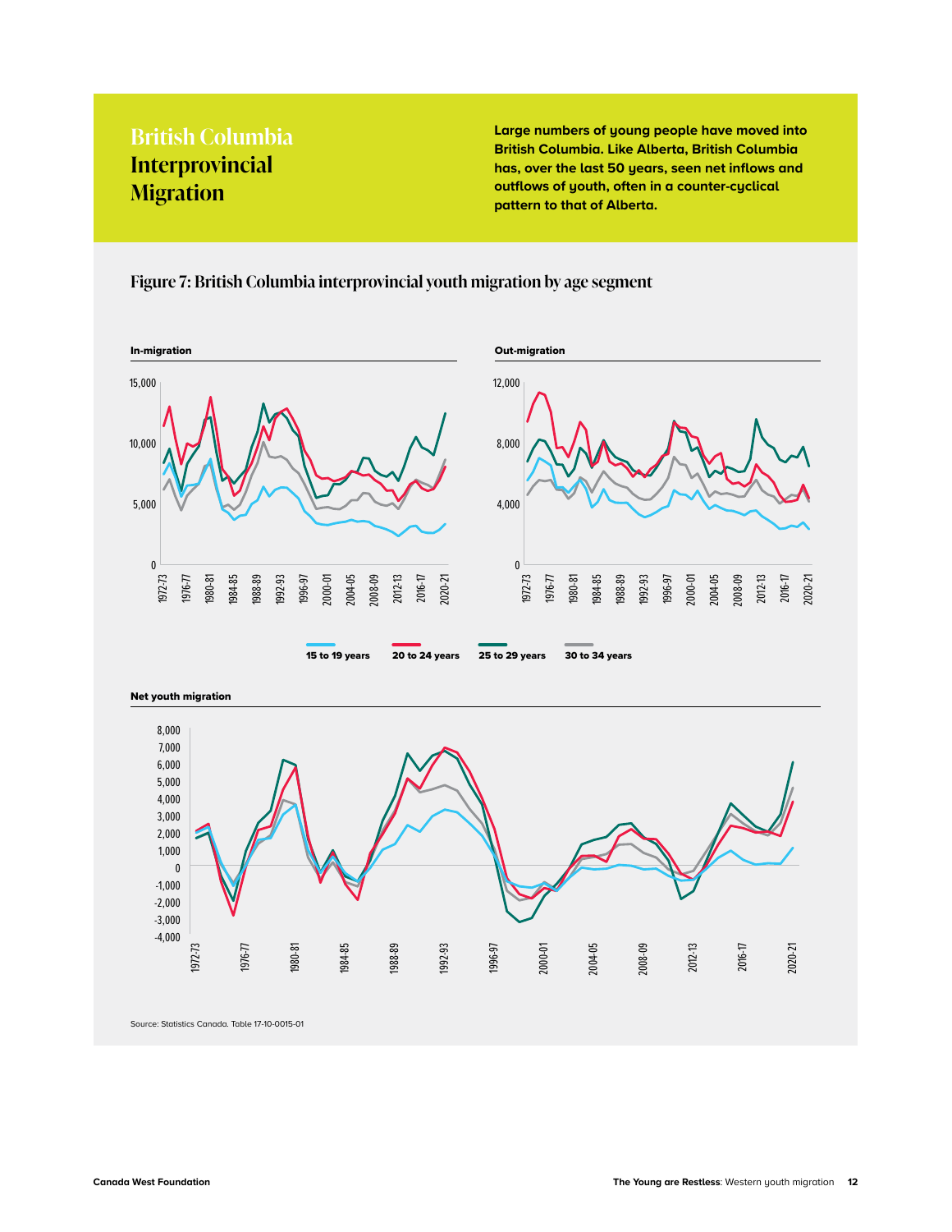# British Columbia Interprovincial Migration

**Large numbers of young people have moved into British Columbia. Like Alberta, British Columbia has, over the last 50 years, seen net inflows and outflows of youth, often in a counter-cyclical pattern to that of Alberta.**

## Figure 7: British Columbia interprovincial youth migration by age segment

**In-migration**

**Out-migration**

15 to 19 years | 20 to 24 years | 25 to 29 years | 30 to 34 years

**Net youth migration**

Source: Statistics Canada. Table 17-10-0015-01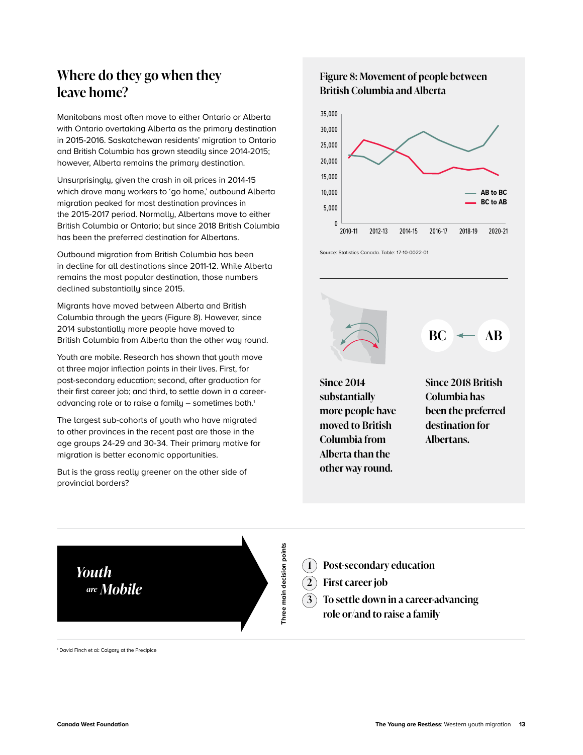## Where do they go when they leave home?

Manitobans most often move to either Ontario or Alberta with Ontario overtaking Alberta as the primary destination in 2015-2016. Saskatchewan residents' migration to Ontario and British Columbia has grown steadily since 2014-2015; however, Alberta remains the primary destination.

Unsurprisingly, given the crash in oil prices in 2014-15 which drove many workers to 'go home,' outbound Alberta migration peaked for most destination provinces in the 2015-2017 period. Normally, Albertans move to either British Columbia or Ontario; but since 2018 British Columbia has been the preferred destination for Albertans.

Outbound migration from British Columbia has been in decline for all destinations since 2011-12. While Alberta remains the most popular destination, those numbers declined substantially since 2015.

Migrants have moved between Alberta and British Columbia through the years (Figure 8). However, since 2014 substantially more people have moved to British Columbia from Alberta than the other way round.

Youth are mobile. Research has shown that youth move at three major inflection points in their lives. First, for post-secondary education; second, after graduation for their first career job; and third, to settle down in a career-advancing role or to raise a family – sometimes both.[1]

The largest sub-cohorts of youth who have migrated to other provinces in the recent past are those in the age groups 24-29 and 30-34. Their primary motive for migration is better economic opportunities.

But is the grass really greener on the other side of provincial borders?

### Figure 8: Movement of people between British Columbia and Alberta

Source: Statistics Canada. Table: 17-10-0022-01

**Since 2014 substantially more people have moved to British Columbia from Alberta than the other way round.**

BC ← AB

**Since 2018 British Columbia has been the preferred destination for Albertans.**

***Youth are Mobile***

Three main decision points

1. Post-secondary education
2. First career job
3. To settle down in a career-advancing role or/and to raise a family

[1] David Finch et al: Calgary at the Precipice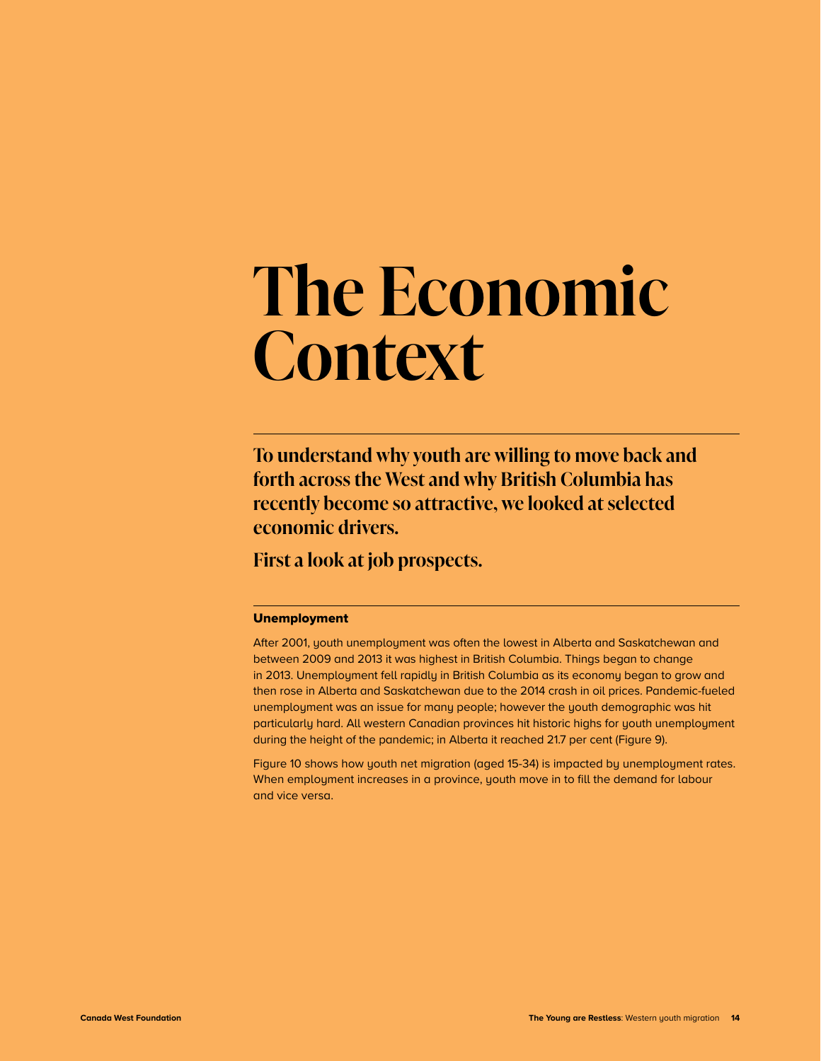# The Economic Context

**To understand why youth are willing to move back and forth across the West and why British Columbia has recently become so attractive, we looked at selected economic drivers.**

**First a look at job prospects.**

### Unemployment

After 2001, youth unemployment was often the lowest in Alberta and Saskatchewan and between 2009 and 2013 it was highest in British Columbia. Things began to change in 2013. Unemployment fell rapidly in British Columbia as its economy began to grow and then rose in Alberta and Saskatchewan due to the 2014 crash in oil prices. Pandemic-fueled unemployment was an issue for many people; however the youth demographic was hit particularly hard. All western Canadian provinces hit historic highs for youth unemployment during the height of the pandemic; in Alberta it reached 21.7 per cent (Figure 9).

Figure 10 shows how youth net migration (aged 15-34) is impacted by unemployment rates. When employment increases in a province, youth move in to fill the demand for labour and vice versa.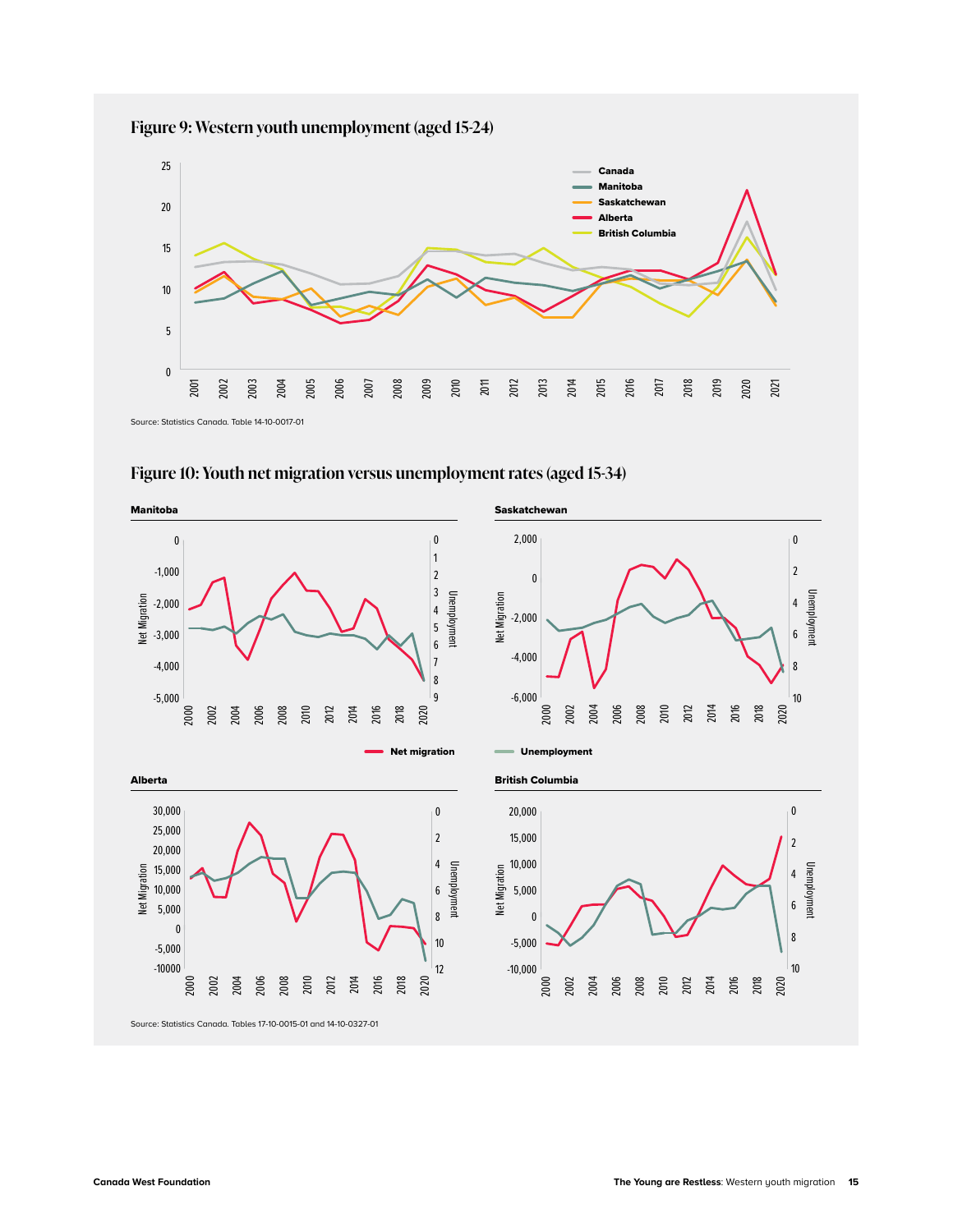## Figure 9: Western youth unemployment (aged 15-24)

Source: Statistics Canada. Table 14-10-0017-01

## Figure 10: Youth net migration versus unemployment rates (aged 15-34)

Source: Statistics Canada. Tables 17-10-0015-01 and 14-10-0327-01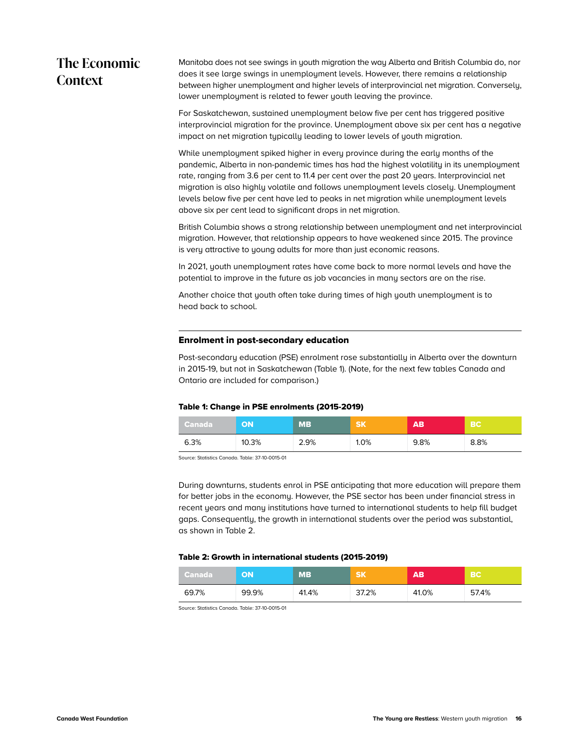## The Economic Context

Manitoba does not see swings in youth migration the way Alberta and British Columbia do, nor does it see large swings in unemployment levels. However, there remains a relationship between higher unemployment and higher levels of interprovincial net migration. Conversely, lower unemployment is related to fewer youth leaving the province.

For Saskatchewan, sustained unemployment below five per cent has triggered positive interprovincial migration for the province. Unemployment above six per cent has a negative impact on net migration typically leading to lower levels of youth migration.

While unemployment spiked higher in every province during the early months of the pandemic, Alberta in non-pandemic times has had the highest volatility in its unemployment rate, ranging from 3.6 per cent to 11.4 per cent over the past 20 years. Interprovincial net migration is also highly volatile and follows unemployment levels closely. Unemployment levels below five per cent have led to peaks in net migration while unemployment levels above six per cent lead to significant drops in net migration.

British Columbia shows a strong relationship between unemployment and net interprovincial migration. However, that relationship appears to have weakened since 2015. The province is very attractive to young adults for more than just economic reasons.

In 2021, youth unemployment rates have come back to more normal levels and have the potential to improve in the future as job vacancies in many sectors are on the rise.

Another choice that youth often take during times of high youth unemployment is to head back to school.

### Enrolment in post-secondary education

Post-secondary education (PSE) enrolment rose substantially in Alberta over the downturn in 2015-19, but not in Saskatchewan (Table 1). (Note, for the next few tables Canada and Ontario are included for comparison.)

**Table 1: Change in PSE enrolments (2015-2019)**

| Canada | ON | MB | SK | AB | BC |
|---|---|---|---|---|---|
| 6.3% | 10.3% | 2.9% | 1.0% | 9.8% | 8.8% |

Source: Statistics Canada. Table: 37-10-0015-01

During downturns, students enrol in PSE anticipating that more education will prepare them for better jobs in the economy. However, the PSE sector has been under financial stress in recent years and many institutions have turned to international students to help fill budget gaps. Consequently, the growth in international students over the period was substantial, as shown in Table 2.

**Table 2: Growth in international students (2015-2019)**

| Canada | ON | MB | SK | AB | BC |
|---|---|---|---|---|---|
| 69.7% | 99.9% | 41.4% | 37.2% | 41.0% | 57.4% |

Source: Statistics Canada. Table: 37-10-0015-01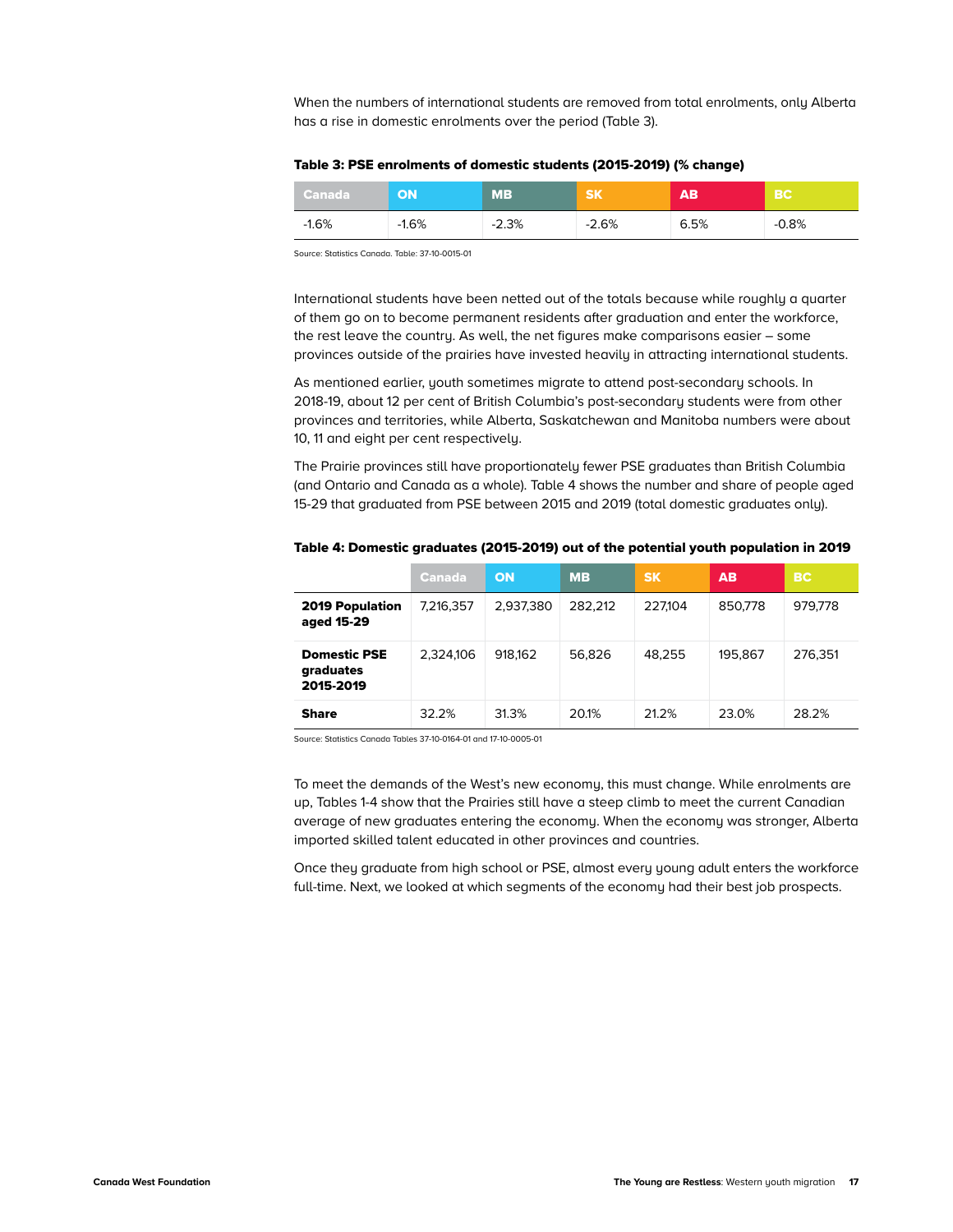When the numbers of international students are removed from total enrolments, only Alberta has a rise in domestic enrolments over the period (Table 3).

**Table 3: PSE enrolments of domestic students (2015-2019) (% change)**

| Canada | ON | MB | SK | AB | BC |
|---|---|---|---|---|---|
| -1.6% | -1.6% | -2.3% | -2.6% | 6.5% | -0.8% |

Source: Statistics Canada. Table: 37-10-0015-01

International students have been netted out of the totals because while roughly a quarter of them go on to become permanent residents after graduation and enter the workforce, the rest leave the country. As well, the net figures make comparisons easier – some provinces outside of the prairies have invested heavily in attracting international students.

As mentioned earlier, youth sometimes migrate to attend post-secondary schools. In 2018-19, about 12 per cent of British Columbia's post-secondary students were from other provinces and territories, while Alberta, Saskatchewan and Manitoba numbers were about 10, 11 and eight per cent respectively.

The Prairie provinces still have proportionately fewer PSE graduates than British Columbia (and Ontario and Canada as a whole). Table 4 shows the number and share of people aged 15-29 that graduated from PSE between 2015 and 2019 (total domestic graduates only).

**Table 4: Domestic graduates (2015-2019) out of the potential youth population in 2019**

| | Canada | ON | MB | SK | AB | BC |
|---|---|---|---|---|---|---|
| **2019 Population aged 15-29** | 7,216,357 | 2,937,380 | 282,212 | 227,104 | 850,778 | 979,778 |
| **Domestic PSE graduates 2015-2019** | 2,324,106 | 918,162 | 56,826 | 48,255 | 195,867 | 276,351 |
| **Share** | 32.2% | 31.3% | 20.1% | 21.2% | 23.0% | 28.2% |

Source: Statistics Canada Tables 37-10-0164-01 and 17-10-0005-01

To meet the demands of the West's new economy, this must change. While enrolments are up, Tables 1-4 show that the Prairies still have a steep climb to meet the current Canadian average of new graduates entering the economy. When the economy was stronger, Alberta imported skilled talent educated in other provinces and countries.

Once they graduate from high school or PSE, almost every young adult enters the workforce full-time. Next, we looked at which segments of the economy had their best job prospects.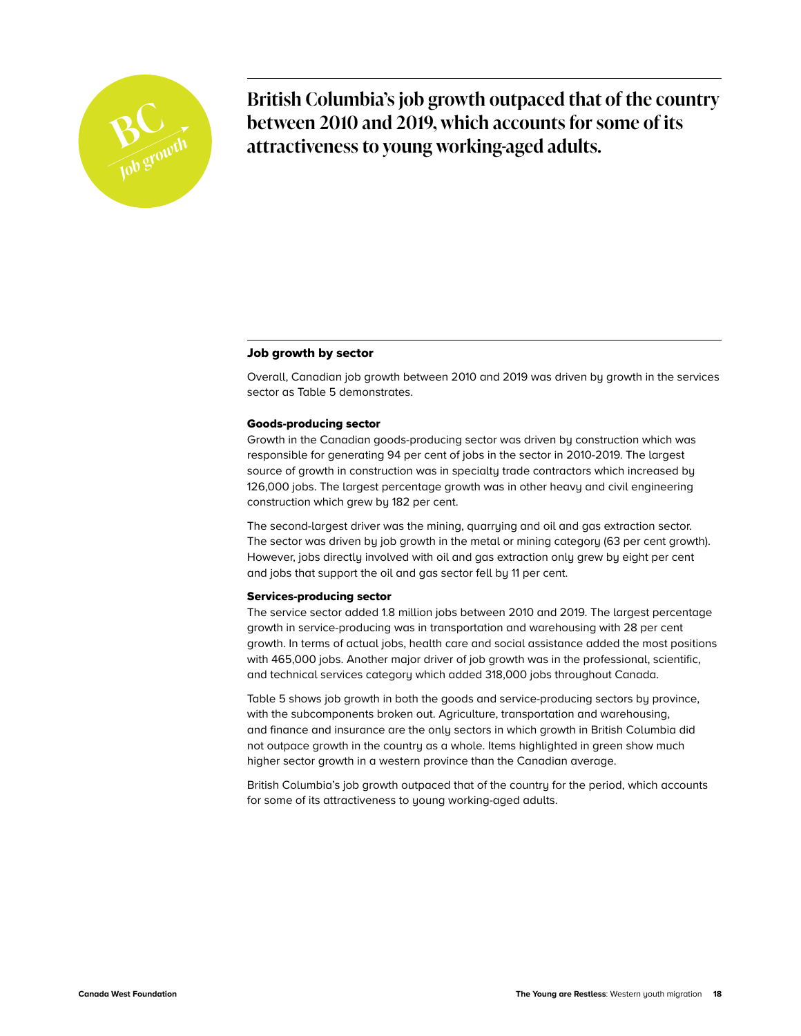BC *Job growth*

## British Columbia's job growth outpaced that of the country between 2010 and 2019, which accounts for some of its attractiveness to young working-aged adults.

### Job growth by sector

Overall, Canadian job growth between 2010 and 2019 was driven by growth in the services sector as Table 5 demonstrates.

#### Goods-producing sector

Growth in the Canadian goods-producing sector was driven by construction which was responsible for generating 94 per cent of jobs in the sector in 2010-2019. The largest source of growth in construction was in specialty trade contractors which increased by 126,000 jobs. The largest percentage growth was in other heavy and civil engineering construction which grew by 182 per cent.

The second-largest driver was the mining, quarrying and oil and gas extraction sector. The sector was driven by job growth in the metal or mining category (63 per cent growth). However, jobs directly involved with oil and gas extraction only grew by eight per cent and jobs that support the oil and gas sector fell by 11 per cent.

#### Services-producing sector

The service sector added 1.8 million jobs between 2010 and 2019. The largest percentage growth in service-producing was in transportation and warehousing with 28 per cent growth. In terms of actual jobs, health care and social assistance added the most positions with 465,000 jobs. Another major driver of job growth was in the professional, scientific, and technical services category which added 318,000 jobs throughout Canada.

Table 5 shows job growth in both the goods and service-producing sectors by province, with the subcomponents broken out. Agriculture, transportation and warehousing, and finance and insurance are the only sectors in which growth in British Columbia did not outpace growth in the country as a whole. Items highlighted in green show much higher sector growth in a western province than the Canadian average.

British Columbia's job growth outpaced that of the country for the period, which accounts for some of its attractiveness to young working-aged adults.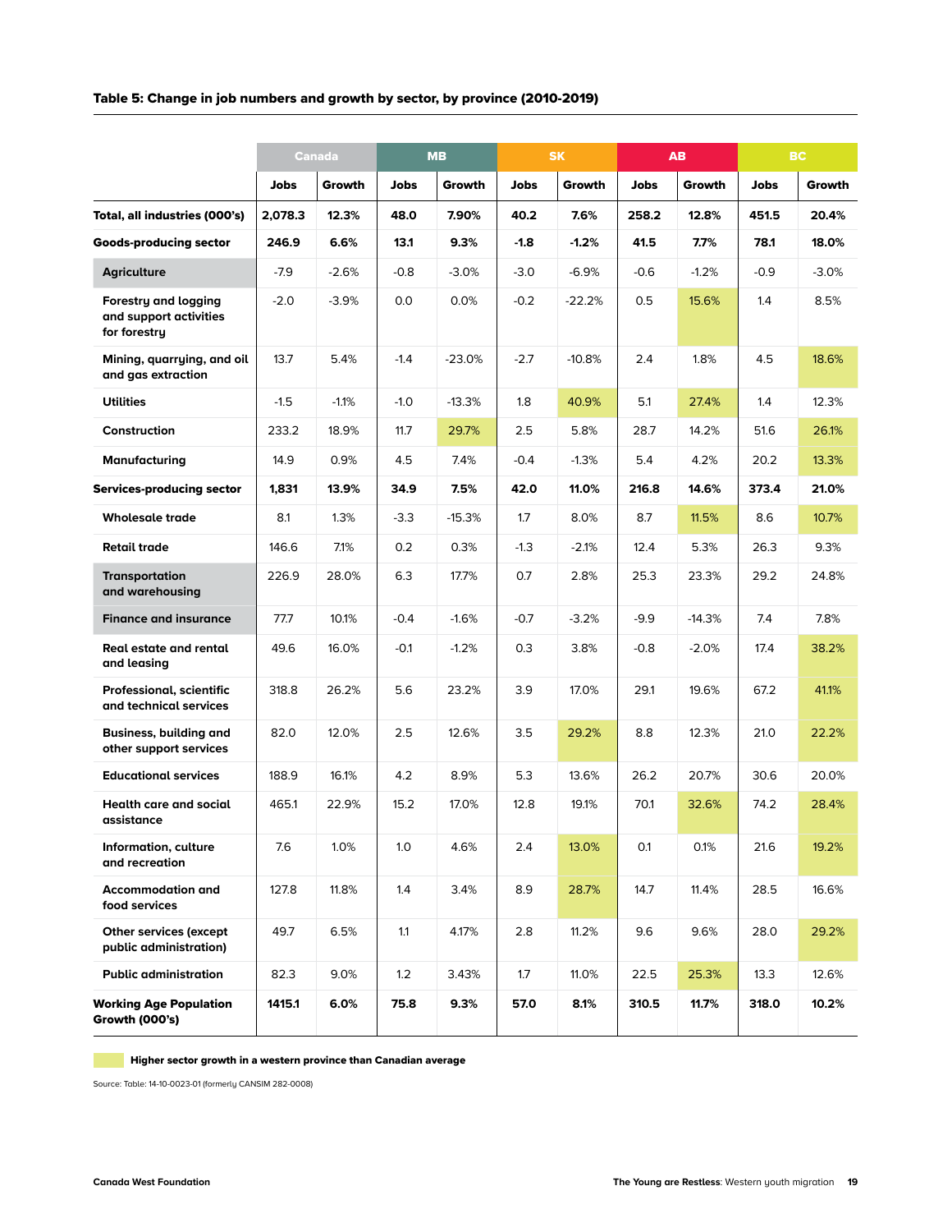**Table 5: Change in job numbers and growth by sector, by province (2010-2019)**

| | Canada | | MB | | SK | | AB | | BC | |
|---|---|---|---|---|---|---|---|---|---|---|
| | Jobs | Growth | Jobs | Growth | Jobs | Growth | Jobs | Growth | Jobs | Growth |
| **Total, all industries (000's)** | **2,078.3** | **12.3%** | **48.0** | **7.90%** | **40.2** | **7.6%** | **258.2** | **12.8%** | **451.5** | **20.4%** |
| **Goods-producing sector** | **246.9** | **6.6%** | **13.1** | **9.3%** | **-1.8** | **-1.2%** | **41.5** | **7.7%** | **78.1** | **18.0%** |
| Agriculture | -7.9 | -2.6% | -0.8 | -3.0% | -3.0 | -6.9% | -0.6 | -1.2% | -0.9 | -3.0% |
| Forestry and logging and support activities for forestry | -2.0 | -3.9% | 0.0 | 0.0% | -0.2 | -22.2% | 0.5 | 15.6% | 1.4 | 8.5% |
| Mining, quarrying, and oil and gas extraction | 13.7 | 5.4% | -1.4 | -23.0% | -2.7 | -10.8% | 2.4 | 1.8% | 4.5 | 18.6% |
| Utilities | -1.5 | -1.1% | -1.0 | -13.3% | 1.8 | 40.9% | 5.1 | 27.4% | 1.4 | 12.3% |
| Construction | 233.2 | 18.9% | 11.7 | 29.7% | 2.5 | 5.8% | 28.7 | 14.2% | 51.6 | 26.1% |
| Manufacturing | 14.9 | 0.9% | 4.5 | 7.4% | -0.4 | -1.3% | 5.4 | 4.2% | 20.2 | 13.3% |
| **Services-producing sector** | **1,831** | **13.9%** | **34.9** | **7.5%** | **42.0** | **11.0%** | **216.8** | **14.6%** | **373.4** | **21.0%** |
| Wholesale trade | 8.1 | 1.3% | -3.3 | -15.3% | 1.7 | 8.0% | 8.7 | 11.5% | 8.6 | 10.7% |
| Retail trade | 146.6 | 7.1% | 0.2 | 0.3% | -1.3 | -2.1% | 12.4 | 5.3% | 26.3 | 9.3% |
| Transportation and warehousing | 226.9 | 28.0% | 6.3 | 17.7% | 0.7 | 2.8% | 25.3 | 23.3% | 29.2 | 24.8% |
| Finance and insurance | 77.7 | 10.1% | -0.4 | -1.6% | -0.7 | -3.2% | -9.9 | -14.3% | 7.4 | 7.8% |
| Real estate and rental and leasing | 49.6 | 16.0% | -0.1 | -1.2% | 0.3 | 3.8% | -0.8 | -2.0% | 17.4 | 38.2% |
| Professional, scientific and technical services | 318.8 | 26.2% | 5.6 | 23.2% | 3.9 | 17.0% | 29.1 | 19.6% | 67.2 | 41.1% |
| Business, building and other support services | 82.0 | 12.0% | 2.5 | 12.6% | 3.5 | 29.2% | 8.8 | 12.3% | 21.0 | 22.2% |
| Educational services | 188.9 | 16.1% | 4.2 | 8.9% | 5.3 | 13.6% | 26.2 | 20.7% | 30.6 | 20.0% |
| Health care and social assistance | 465.1 | 22.9% | 15.2 | 17.0% | 12.8 | 19.1% | 70.1 | 32.6% | 74.2 | 28.4% |
| Information, culture and recreation | 7.6 | 1.0% | 1.0 | 4.6% | 2.4 | 13.0% | 0.1 | 0.1% | 21.6 | 19.2% |
| Accommodation and food services | 127.8 | 11.8% | 1.4 | 3.4% | 8.9 | 28.7% | 14.7 | 11.4% | 28.5 | 16.6% |
| Other services (except public administration) | 49.7 | 6.5% | 1.1 | 4.17% | 2.8 | 11.2% | 9.6 | 9.6% | 28.0 | 29.2% |
| Public administration | 82.3 | 9.0% | 1.2 | 3.43% | 1.7 | 11.0% | 22.5 | 25.3% | 13.3 | 12.6% |
| **Working Age Population Growth (000's)** | **1415.1** | **6.0%** | **75.8** | **9.3%** | **57.0** | **8.1%** | **310.5** | **11.7%** | **318.0** | **10.2%** |

**Higher sector growth in a western province than Canadian average**

Source: Table: 14-10-0023-01 (formerly CANSIM 282-0008)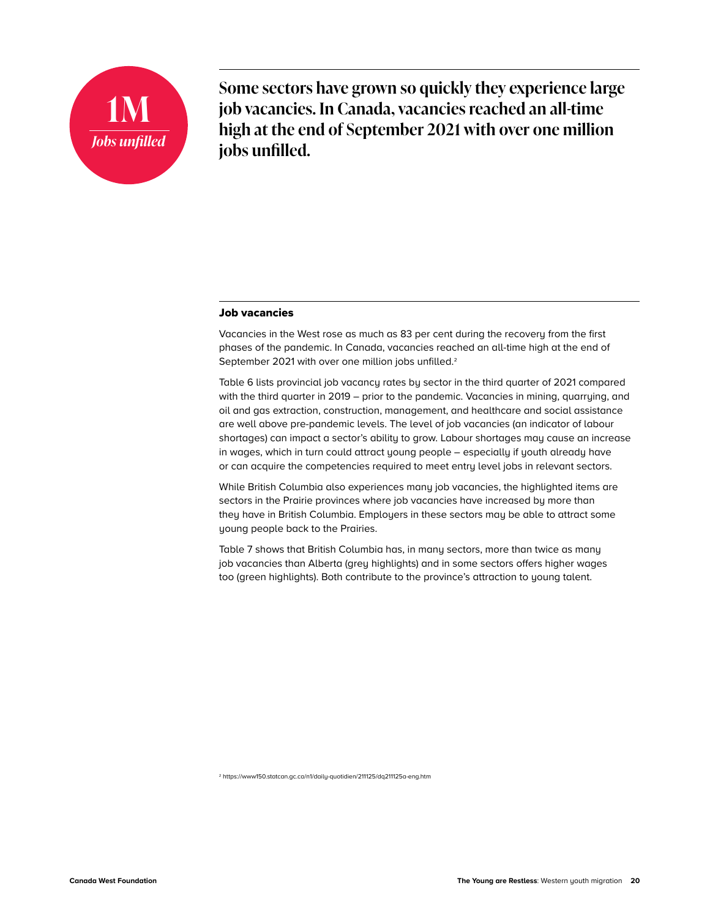**1M**

*Jobs unfilled*

**Some sectors have grown so quickly they experience large job vacancies. In Canada, vacancies reached an all-time high at the end of September 2021 with over one million jobs unfilled.**

### Job vacancies

Vacancies in the West rose as much as 83 per cent during the recovery from the first phases of the pandemic. In Canada, vacancies reached an all-time high at the end of September 2021 with over one million jobs unfilled.[2]

Table 6 lists provincial job vacancy rates by sector in the third quarter of 2021 compared with the third quarter in 2019 – prior to the pandemic. Vacancies in mining, quarrying, and oil and gas extraction, construction, management, and healthcare and social assistance are well above pre-pandemic levels. The level of job vacancies (an indicator of labour shortages) can impact a sector's ability to grow. Labour shortages may cause an increase in wages, which in turn could attract young people – especially if youth already have or can acquire the competencies required to meet entry level jobs in relevant sectors.

While British Columbia also experiences many job vacancies, the highlighted items are sectors in the Prairie provinces where job vacancies have increased by more than they have in British Columbia. Employers in these sectors may be able to attract some young people back to the Prairies.

Table 7 shows that British Columbia has, in many sectors, more than twice as many job vacancies than Alberta (grey highlights) and in some sectors offers higher wages too (green highlights). Both contribute to the province's attraction to young talent.

[2] https://www150.statcan.gc.ca/n1/daily-quotidien/211125/dq211125a-eng.htm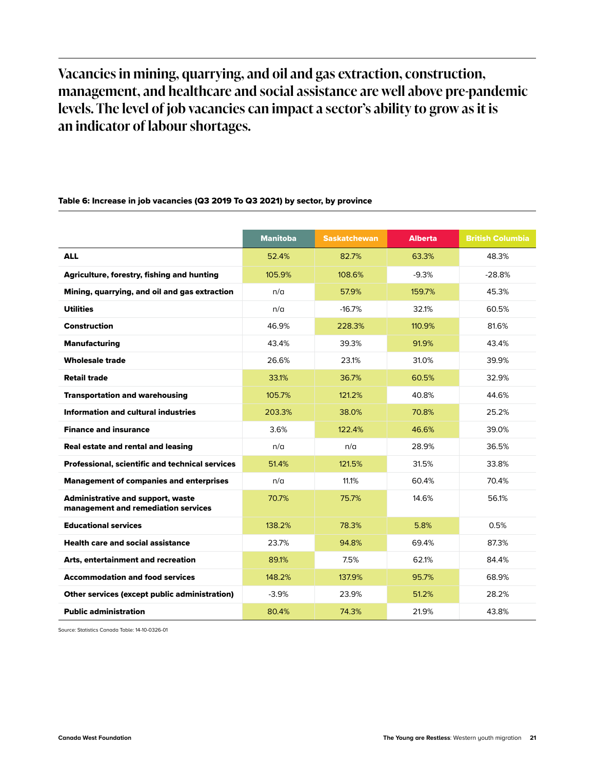# Vacancies in mining, quarrying, and oil and gas extraction, construction, management, and healthcare and social assistance are well above pre-pandemic levels. The level of job vacancies can impact a sector's ability to grow as it is an indicator of labour shortages.

**Table 6: Increase in job vacancies (Q3 2019 To Q3 2021) by sector, by province**

| | Manitoba | Saskatchewan | Alberta | British Columbia |
|---|---|---|---|---|
| **ALL** | 52.4% | 82.7% | 63.3% | 48.3% |
| **Agriculture, forestry, fishing and hunting** | 105.9% | 108.6% | -9.3% | -28.8% |
| **Mining, quarrying, and oil and gas extraction** | n/a | 57.9% | 159.7% | 45.3% |
| **Utilities** | n/a | -16.7% | 32.1% | 60.5% |
| **Construction** | 46.9% | 228.3% | 110.9% | 81.6% |
| **Manufacturing** | 43.4% | 39.3% | 91.9% | 43.4% |
| **Wholesale trade** | 26.6% | 23.1% | 31.0% | 39.9% |
| **Retail trade** | 33.1% | 36.7% | 60.5% | 32.9% |
| **Transportation and warehousing** | 105.7% | 121.2% | 40.8% | 44.6% |
| **Information and cultural industries** | 203.3% | 38.0% | 70.8% | 25.2% |
| **Finance and insurance** | 3.6% | 122.4% | 46.6% | 39.0% |
| **Real estate and rental and leasing** | n/a | n/a | 28.9% | 36.5% |
| **Professional, scientific and technical services** | 51.4% | 121.5% | 31.5% | 33.8% |
| **Management of companies and enterprises** | n/a | 11.1% | 60.4% | 70.4% |
| **Administrative and support, waste management and remediation services** | 70.7% | 75.7% | 14.6% | 56.1% |
| **Educational services** | 138.2% | 78.3% | 5.8% | 0.5% |
| **Health care and social assistance** | 23.7% | 94.8% | 69.4% | 87.3% |
| **Arts, entertainment and recreation** | 89.1% | 7.5% | 62.1% | 84.4% |
| **Accommodation and food services** | 148.2% | 137.9% | 95.7% | 68.9% |
| **Other services (except public administration)** | -3.9% | 23.9% | 51.2% | 28.2% |
| **Public administration** | 80.4% | 74.3% | 21.9% | 43.8% |

Source: Statistics Canada Table: 14-10-0326-01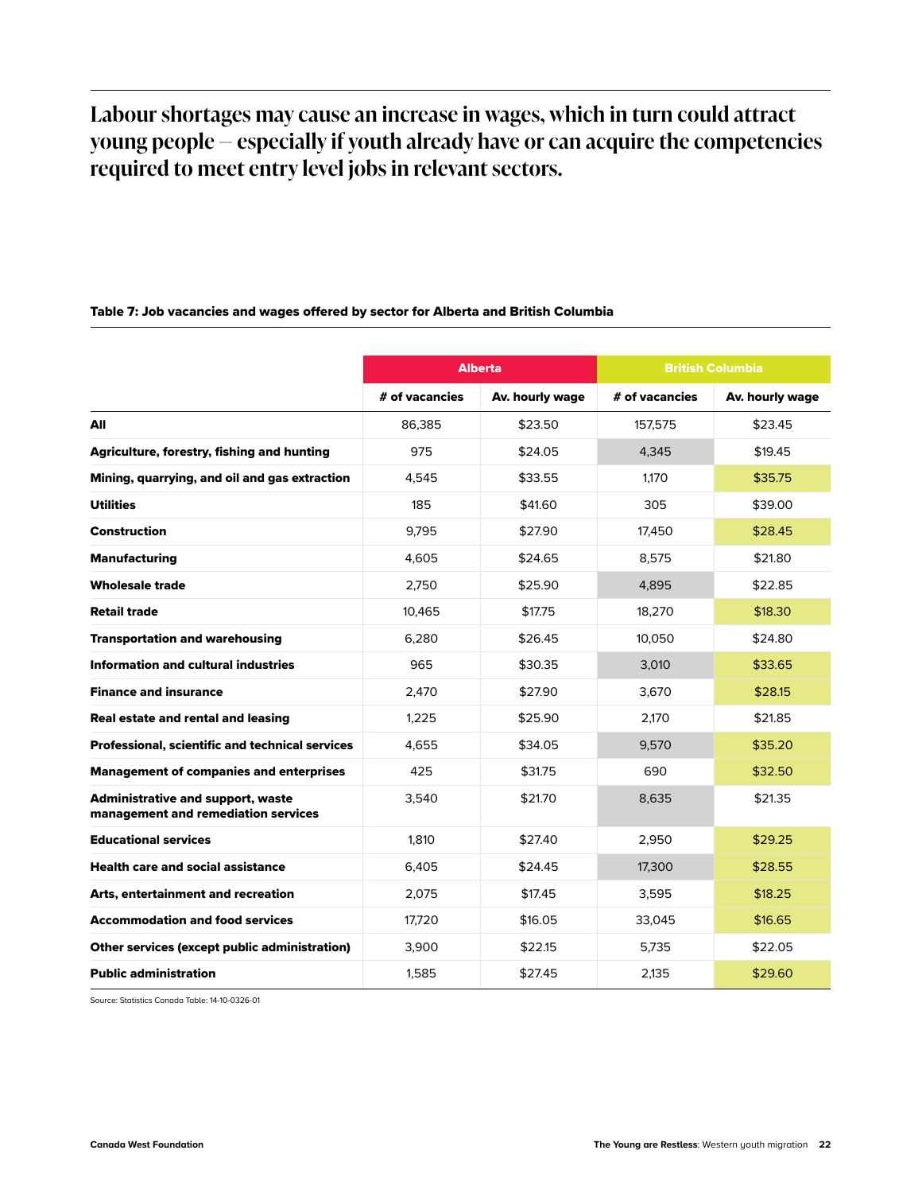## Labour shortages may cause an increase in wages, which in turn could attract young people — especially if youth already have or can acquire the competencies required to meet entry level jobs in relevant sectors.

**Table 7: Job vacancies and wages offered by sector for Alberta and British Columbia**

| | Alberta | | British Columbia | |
|---|---|---|---|---|
| | # of vacancies | Av. hourly wage | # of vacancies | Av. hourly wage |
| **All** | 86,385 | $23.50 | 157,575 | $23.45 |
| **Agriculture, forestry, fishing and hunting** | 975 | $24.05 | 4,345 | $19.45 |
| **Mining, quarrying, and oil and gas extraction** | 4,545 | $33.55 | 1,170 | $35.75 |
| **Utilities** | 185 | $41.60 | 305 | $39.00 |
| **Construction** | 9,795 | $27.90 | 17,450 | $28.45 |
| **Manufacturing** | 4,605 | $24.65 | 8,575 | $21.80 |
| **Wholesale trade** | 2,750 | $25.90 | 4,895 | $22.85 |
| **Retail trade** | 10,465 | $17.75 | 18,270 | $18.30 |
| **Transportation and warehousing** | 6,280 | $26.45 | 10,050 | $24.80 |
| **Information and cultural industries** | 965 | $30.35 | 3,010 | $33.65 |
| **Finance and insurance** | 2,470 | $27.90 | 3,670 | $28.15 |
| **Real estate and rental and leasing** | 1,225 | $25.90 | 2,170 | $21.85 |
| **Professional, scientific and technical services** | 4,655 | $34.05 | 9,570 | $35.20 |
| **Management of companies and enterprises** | 425 | $31.75 | 690 | $32.50 |
| **Administrative and support, waste management and remediation services** | 3,540 | $21.70 | 8,635 | $21.35 |
| **Educational services** | 1,810 | $27.40 | 2,950 | $29.25 |
| **Health care and social assistance** | 6,405 | $24.45 | 17,300 | $28.55 |
| **Arts, entertainment and recreation** | 2,075 | $17.45 | 3,595 | $18.25 |
| **Accommodation and food services** | 17,720 | $16.05 | 33,045 | $16.65 |
| **Other services (except public administration)** | 3,900 | $22.15 | 5,735 | $22.05 |
| **Public administration** | 1,585 | $27.45 | 2,135 | $29.60 |

Source: Statistics Canada Table: 14-10-0326-01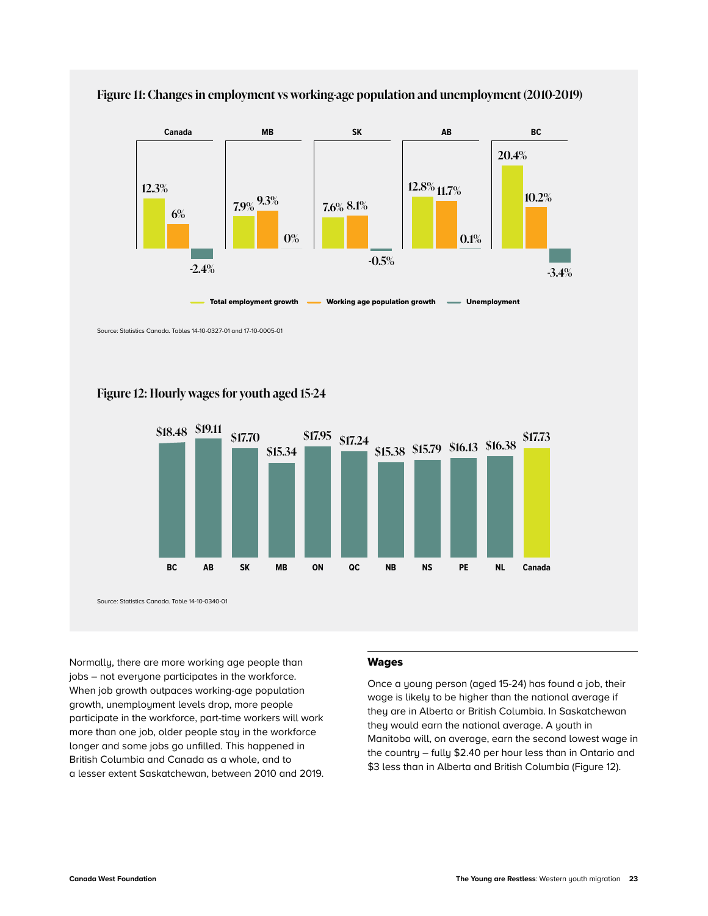## Figure 11: Changes in employment vs working-age population and unemployment (2010-2019)

| | Canada | MB | SK | AB | BC |
|---|---|---|---|---|---|
| Total employment growth | 12.3% | 7.9% | 7.6% | 12.8% | 20.4% |
| Working age population growth | 6% | 9.3% | 8.1% | 11.7% | 10.2% |
| Unemployment | -2.4% | 0% | -0.5% | 0.1% | -3.4% |

Source: Statistics Canada. Tables 14-10-0327-01 and 17-10-0005-01

## Figure 12: Hourly wages for youth aged 15-24

| BC | AB | SK | MB | ON | QC | NB | NS | PE | NL | Canada |
|---|---|---|---|---|---|---|---|---|---|---|
| $18.48 | $19.11 | $17.70 | $15.34 | $17.95 | $17.24 | $15.38 | $15.79 | $16.13 | $16.38 | $17.73 |

Source: Statistics Canada. Table 14-10-0340-01

Normally, there are more working age people than jobs – not everyone participates in the workforce. When job growth outpaces working-age population growth, unemployment levels drop, more people participate in the workforce, part-time workers will work more than one job, older people stay in the workforce longer and some jobs go unfilled. This happened in British Columbia and Canada as a whole, and to a lesser extent Saskatchewan, between 2010 and 2019.

### Wages

Once a young person (aged 15-24) has found a job, their wage is likely to be higher than the national average if they are in Alberta or British Columbia. In Saskatchewan they would earn the national average. A youth in Manitoba will, on average, earn the second lowest wage in the country – fully $2.40 per hour less than in Ontario and $3 less than in Alberta and British Columbia (Figure 12).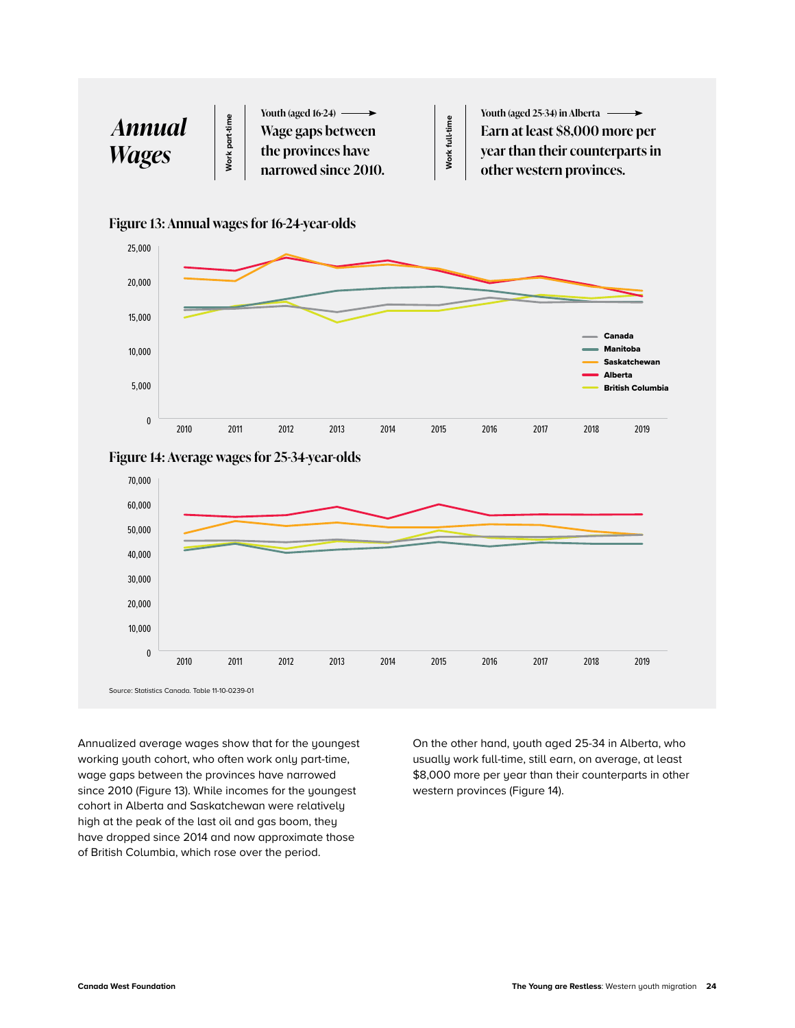# *Annual Wages*

**Work part-time**

Youth (aged 16-24) →

**Wage gaps between the provinces have narrowed since 2010.**

**Work full-time**

Youth (aged 25-34) in Alberta →

**Earn at least $8,000 more per year than their counterparts in other western provinces.**

### Figure 13: Annual wages for 16-24-year-olds

### Figure 14: Average wages for 25-34-year-olds

Source: Statistics Canada. Table 11-10-0239-01

Annualized average wages show that for the youngest working youth cohort, who often work only part-time, wage gaps between the provinces have narrowed since 2010 (Figure 13). While incomes for the youngest cohort in Alberta and Saskatchewan were relatively high at the peak of the last oil and gas boom, they have dropped since 2014 and now approximate those of British Columbia, which rose over the period.

On the other hand, youth aged 25-34 in Alberta, who usually work full-time, still earn, on average, at least $8,000 more per year than their counterparts in other western provinces (Figure 14).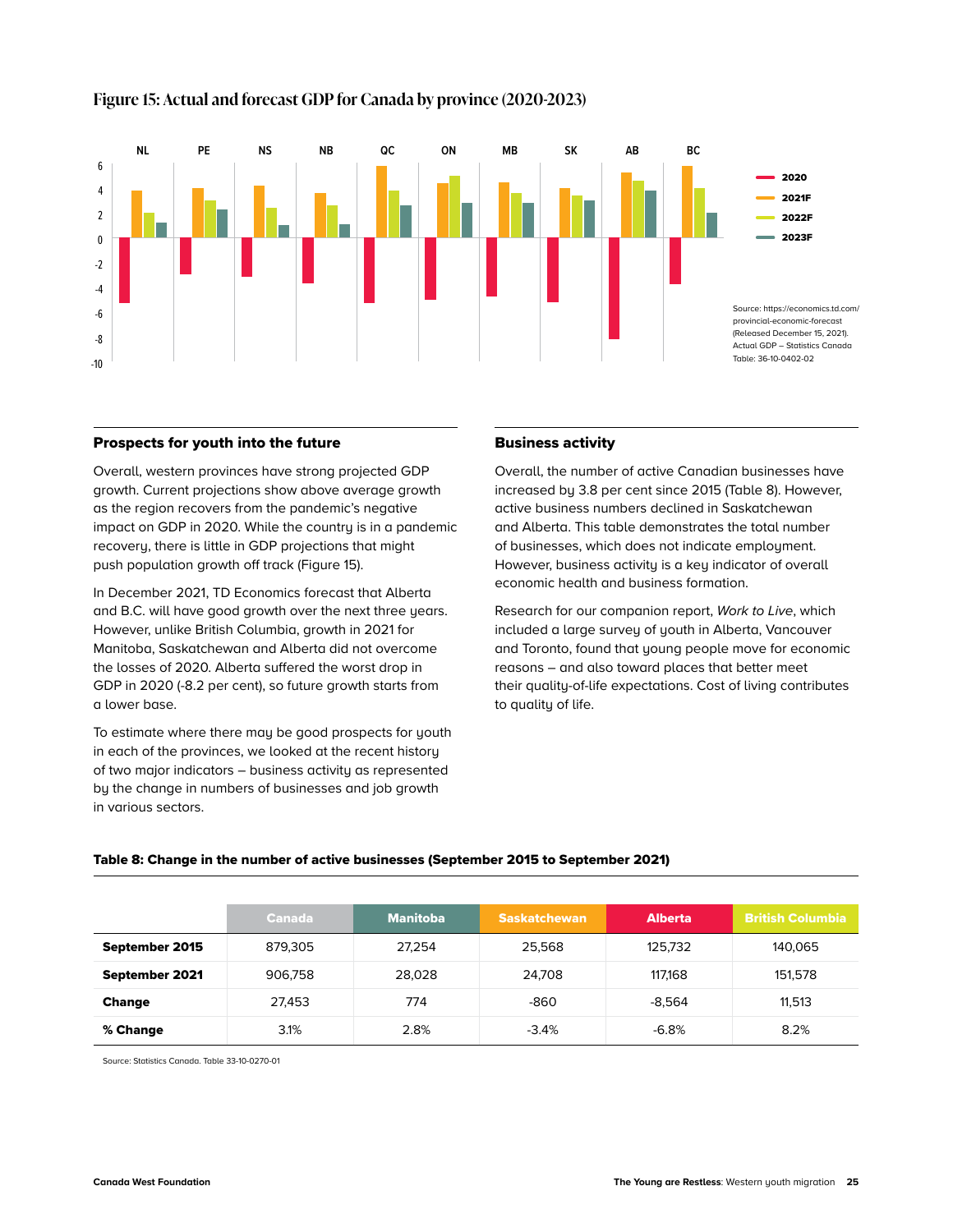## Figure 15: Actual and forecast GDP for Canada by province (2020-2023)

Source: https://economics.td.com/provincial-economic-forecast (Released December 15, 2021). Actual GDP – Statistics Canada Table: 36-10-0402-02

### Prospects for youth into the future

Overall, western provinces have strong projected GDP growth. Current projections show above average growth as the region recovers from the pandemic's negative impact on GDP in 2020. While the country is in a pandemic recovery, there is little in GDP projections that might push population growth off track (Figure 15).

In December 2021, TD Economics forecast that Alberta and B.C. will have good growth over the next three years. However, unlike British Columbia, growth in 2021 for Manitoba, Saskatchewan and Alberta did not overcome the losses of 2020. Alberta suffered the worst drop in GDP in 2020 (-8.2 per cent), so future growth starts from a lower base.

To estimate where there may be good prospects for youth in each of the provinces, we looked at the recent history of two major indicators – business activity as represented by the change in numbers of businesses and job growth in various sectors.

### Business activity

Overall, the number of active Canadian businesses have increased by 3.8 per cent since 2015 (Table 8). However, active business numbers declined in Saskatchewan and Alberta. This table demonstrates the total number of businesses, which does not indicate employment. However, business activity is a key indicator of overall economic health and business formation.

Research for our companion report, *Work to Live*, which included a large survey of youth in Alberta, Vancouver and Toronto, found that young people move for economic reasons – and also toward places that better meet their quality-of-life expectations. Cost of living contributes to quality of life.

**Table 8: Change in the number of active businesses (September 2015 to September 2021)**

| | Canada | Manitoba | Saskatchewan | Alberta | British Columbia |
|---|---|---|---|---|---|
| **September 2015** | 879,305 | 27,254 | 25,568 | 125,732 | 140,065 |
| **September 2021** | 906,758 | 28,028 | 24,708 | 117,168 | 151,578 |
| **Change** | 27,453 | 774 | -860 | -8,564 | 11,513 |
| **% Change** | 3.1% | 2.8% | -3.4% | -6.8% | 8.2% |

Source: Statistics Canada. Table 33-10-0270-01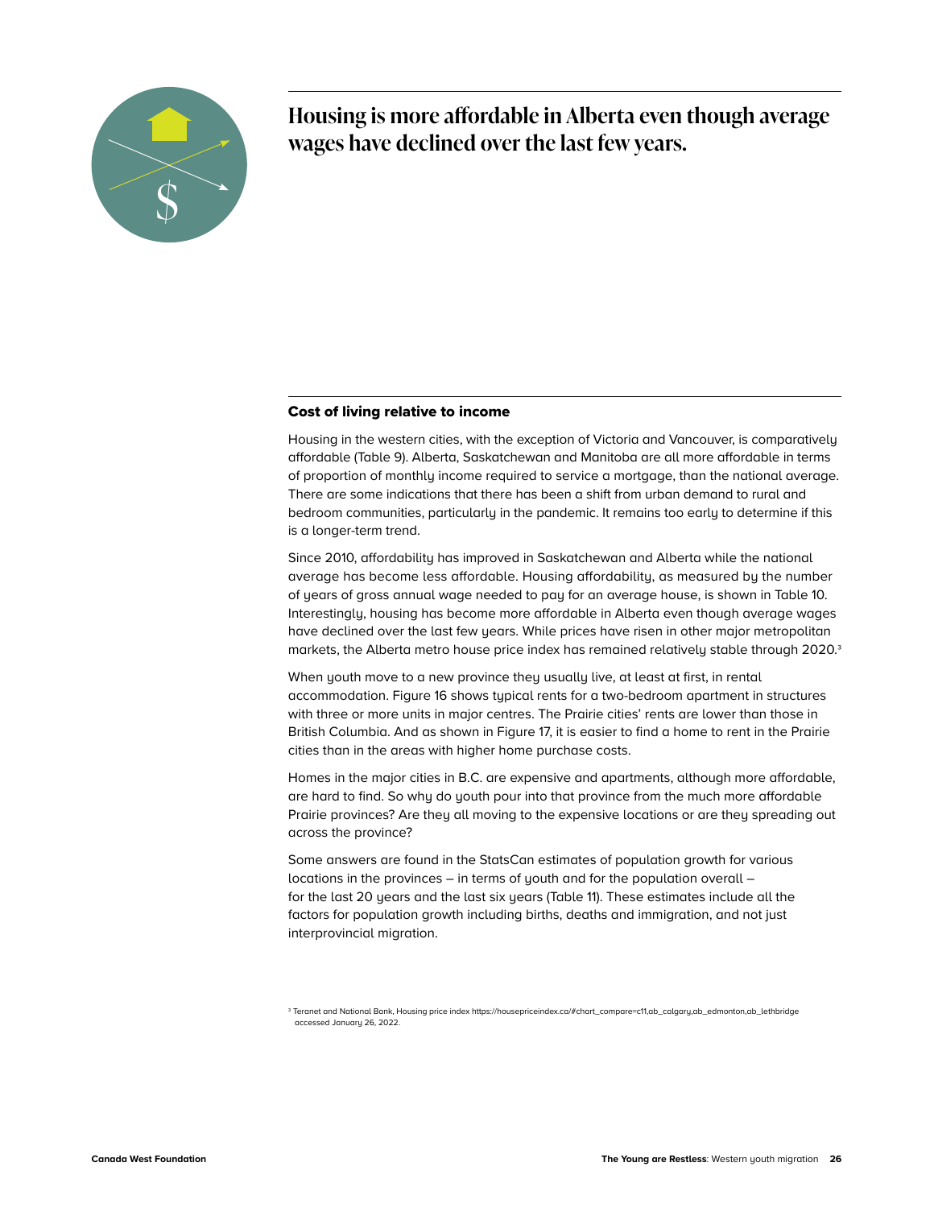## Housing is more affordable in Alberta even though average wages have declined over the last few years.

### Cost of living relative to income

Housing in the western cities, with the exception of Victoria and Vancouver, is comparatively affordable (Table 9). Alberta, Saskatchewan and Manitoba are all more affordable in terms of proportion of monthly income required to service a mortgage, than the national average. There are some indications that there has been a shift from urban demand to rural and bedroom communities, particularly in the pandemic. It remains too early to determine if this is a longer-term trend.

Since 2010, affordability has improved in Saskatchewan and Alberta while the national average has become less affordable. Housing affordability, as measured by the number of years of gross annual wage needed to pay for an average house, is shown in Table 10. Interestingly, housing has become more affordable in Alberta even though average wages have declined over the last few years. While prices have risen in other major metropolitan markets, the Alberta metro house price index has remained relatively stable through 2020.[3]

When youth move to a new province they usually live, at least at first, in rental accommodation. Figure 16 shows typical rents for a two-bedroom apartment in structures with three or more units in major centres. The Prairie cities' rents are lower than those in British Columbia. And as shown in Figure 17, it is easier to find a home to rent in the Prairie cities than in the areas with higher home purchase costs.

Homes in the major cities in B.C. are expensive and apartments, although more affordable, are hard to find. So why do youth pour into that province from the much more affordable Prairie provinces? Are they all moving to the expensive locations or are they spreading out across the province?

Some answers are found in the StatsCan estimates of population growth for various locations in the provinces – in terms of youth and for the population overall – for the last 20 years and the last six years (Table 11). These estimates include all the factors for population growth including births, deaths and immigration, and not just interprovincial migration.

[3] Teranet and National Bank, Housing price index https://housepriceindex.ca/#chart_compare=c11,ab_calgary,ab_edmonton,ab_lethbridge accessed January 26, 2022.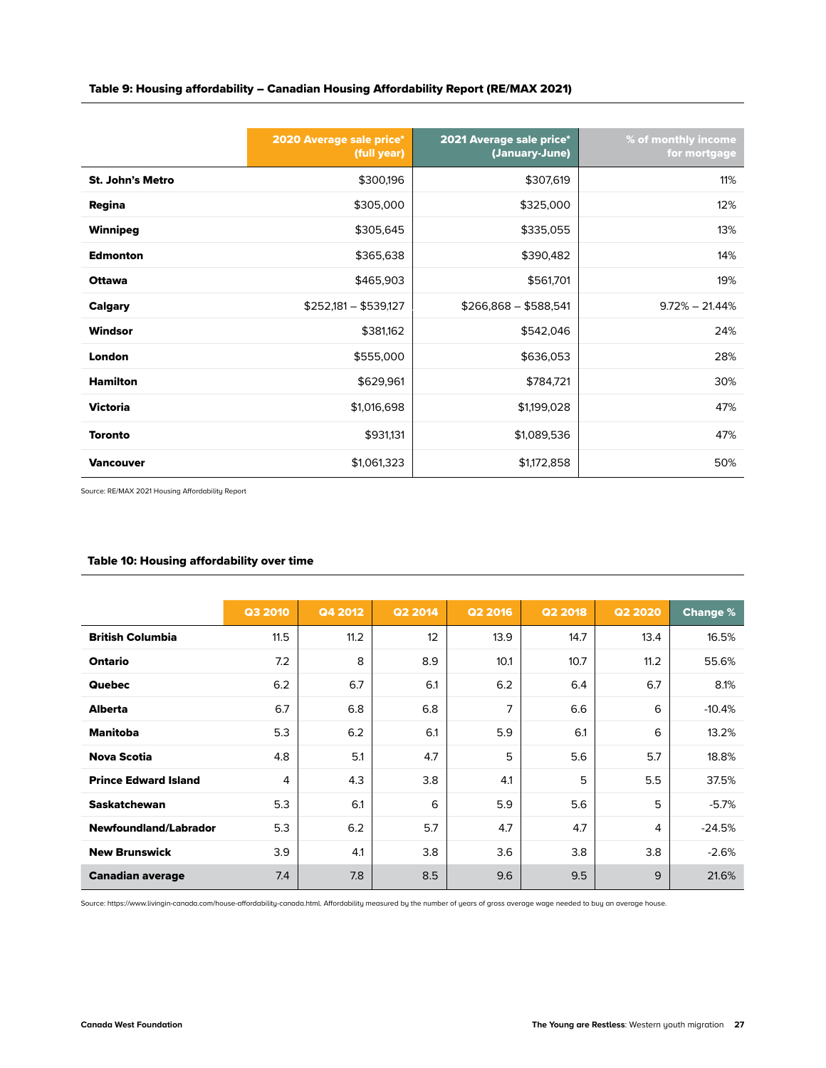**Table 9: Housing affordability – Canadian Housing Affordability Report (RE/MAX 2021)**

| | 2020 Average sale price* (full year) | 2021 Average sale price* (January-June) | % of monthly income for mortgage |
|---|---|---|---|
| **St. John's Metro** | $300,196 | $307,619 | 11% |
| **Regina** | $305,000 | $325,000 | 12% |
| **Winnipeg** | $305,645 | $335,055 | 13% |
| **Edmonton** | $365,638 | $390,482 | 14% |
| **Ottawa** | $465,903 | $561,701 | 19% |
| **Calgary** | $252,181 – $539,127 | $266,868 – $588,541 | 9.72% – 21.44% |
| **Windsor** | $381,162 | $542,046 | 24% |
| **London** | $555,000 | $636,053 | 28% |
| **Hamilton** | $629,961 | $784,721 | 30% |
| **Victoria** | $1,016,698 | $1,199,028 | 47% |
| **Toronto** | $931,131 | $1,089,536 | 47% |
| **Vancouver** | $1,061,323 | $1,172,858 | 50% |

Source: RE/MAX 2021 Housing Affordability Report

**Table 10: Housing affordability over time**

| | Q3 2010 | Q4 2012 | Q2 2014 | Q2 2016 | Q2 2018 | Q2 2020 | Change % |
|---|---|---|---|---|---|---|---|
| **British Columbia** | 11.5 | 11.2 | 12 | 13.9 | 14.7 | 13.4 | 16.5% |
| **Ontario** | 7.2 | 8 | 8.9 | 10.1 | 10.7 | 11.2 | 55.6% |
| **Quebec** | 6.2 | 6.7 | 6.1 | 6.2 | 6.4 | 6.7 | 8.1% |
| **Alberta** | 6.7 | 6.8 | 6.8 | 7 | 6.6 | 6 | -10.4% |
| **Manitoba** | 5.3 | 6.2 | 6.1 | 5.9 | 6.1 | 6 | 13.2% |
| **Nova Scotia** | 4.8 | 5.1 | 4.7 | 5 | 5.6 | 5.7 | 18.8% |
| **Prince Edward Island** | 4 | 4.3 | 3.8 | 4.1 | 5 | 5.5 | 37.5% |
| **Saskatchewan** | 5.3 | 6.1 | 6 | 5.9 | 5.6 | 5 | -5.7% |
| **Newfoundland/Labrador** | 5.3 | 6.2 | 5.7 | 4.7 | 4.7 | 4 | -24.5% |
| **New Brunswick** | 3.9 | 4.1 | 3.8 | 3.6 | 3.8 | 3.8 | -2.6% |
| **Canadian average** | 7.4 | 7.8 | 8.5 | 9.6 | 9.5 | 9 | 21.6% |

Source: https://www.livingin-canada.com/house-affordability-canada.html. Affordability measured by the number of years of gross average wage needed to buy an average house.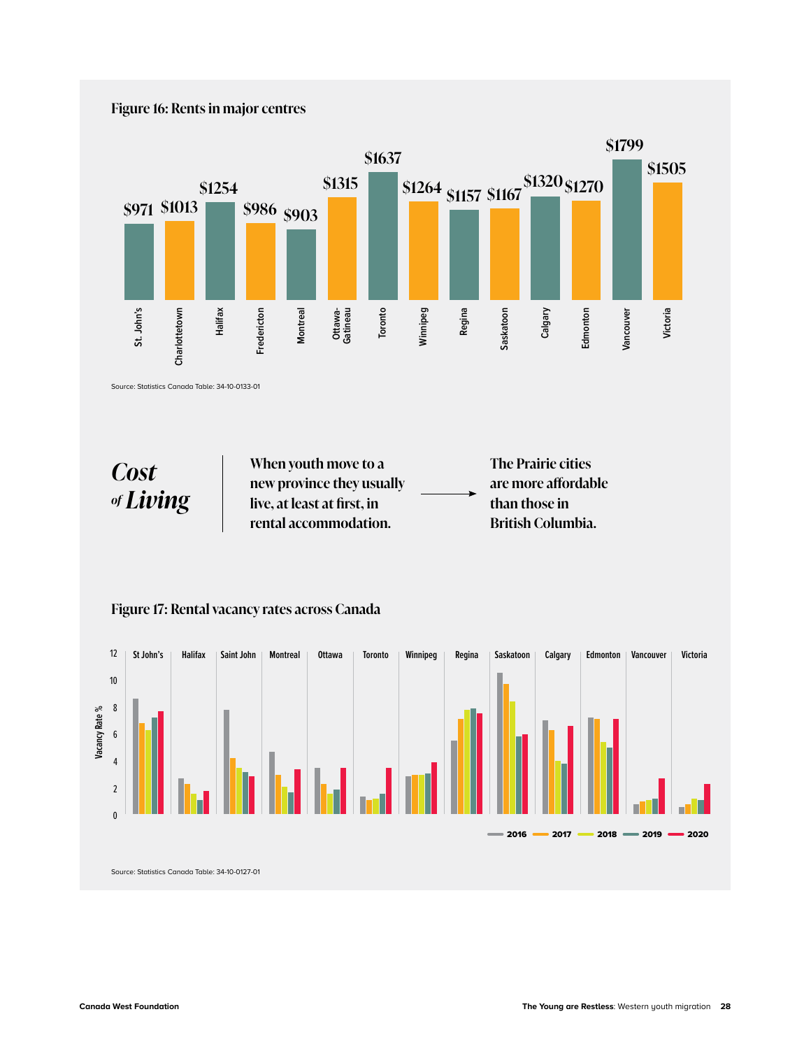## Figure 16: Rents in major centres

| City | Rent |
|---|---|
| St. John's | $971 |
| Charlottetown | $1013 |
| Halifax | $1254 |
| Fredericton | $986 |
| Montreal | $903 |
| Ottawa-Gatineau | $1315 |
| Toronto | $1637 |
| Winnipeg | $1264 |
| Regina | $1157 |
| Saskatoon | $1167 |
| Calgary | $1320 |
| Edmonton | $1270 |
| Vancouver | $1799 |
| Victoria | $1505 |

Source: Statistics Canada Table: 34-10-0133-01

## *Cost of Living*

**When youth move to a new province they usually live, at least at first, in rental accommodation.** → **The Prairie cities are more affordable than those in British Columbia.**

## Figure 17: Rental vacancy rates across Canada

Vacancy Rate % (2016, 2017, 2018, 2019, 2020) for St John's, Halifax, Saint John, Montreal, Ottawa, Toronto, Winnipeg, Regina, Saskatoon, Calgary, Edmonton, Vancouver, Victoria

Source: Statistics Canada Table: 34-10-0127-01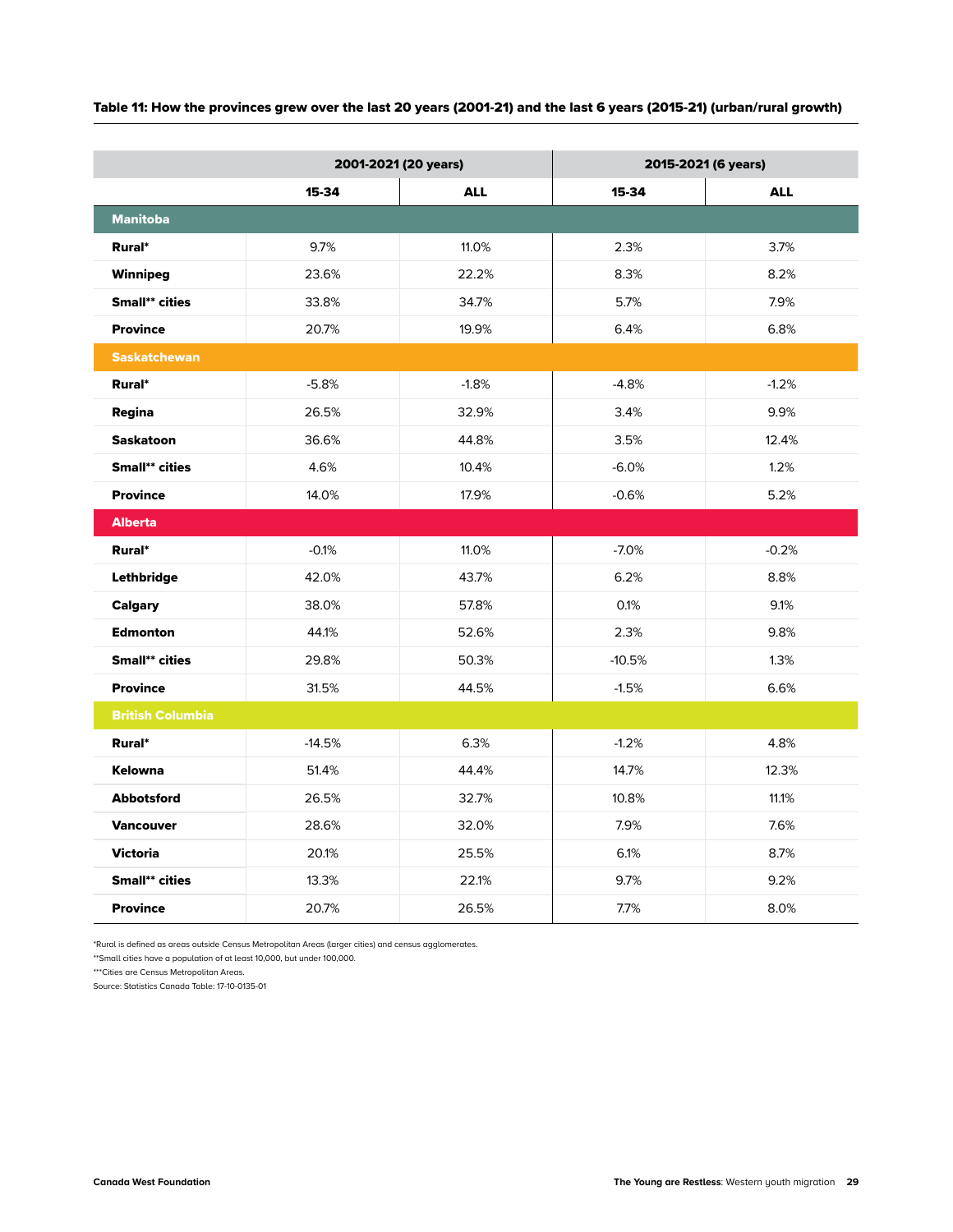**Table 11: How the provinces grew over the last 20 years (2001-21) and the last 6 years (2015-21) (urban/rural growth)**

| | 2001-2021 (20 years) | | 2015-2021 (6 years) | |
|---|---|---|---|---|
| | 15-34 | ALL | 15-34 | ALL |
| **Manitoba** | | | | |
| **Rural*** | 9.7% | 11.0% | 2.3% | 3.7% |
| **Winnipeg** | 23.6% | 22.2% | 8.3% | 8.2% |
| **Small** cities** | 33.8% | 34.7% | 5.7% | 7.9% |
| **Province** | 20.7% | 19.9% | 6.4% | 6.8% |
| **Saskatchewan** | | | | |
| **Rural*** | -5.8% | -1.8% | -4.8% | -1.2% |
| **Regina** | 26.5% | 32.9% | 3.4% | 9.9% |
| **Saskatoon** | 36.6% | 44.8% | 3.5% | 12.4% |
| **Small** cities** | 4.6% | 10.4% | -6.0% | 1.2% |
| **Province** | 14.0% | 17.9% | -0.6% | 5.2% |
| **Alberta** | | | | |
| **Rural*** | -0.1% | 11.0% | -7.0% | -0.2% |
| **Lethbridge** | 42.0% | 43.7% | 6.2% | 8.8% |
| **Calgary** | 38.0% | 57.8% | 0.1% | 9.1% |
| **Edmonton** | 44.1% | 52.6% | 2.3% | 9.8% |
| **Small** cities** | 29.8% | 50.3% | -10.5% | 1.3% |
| **Province** | 31.5% | 44.5% | -1.5% | 6.6% |
| **British Columbia** | | | | |
| **Rural*** | -14.5% | 6.3% | -1.2% | 4.8% |
| **Kelowna** | 51.4% | 44.4% | 14.7% | 12.3% |
| **Abbotsford** | 26.5% | 32.7% | 10.8% | 11.1% |
| **Vancouver** | 28.6% | 32.0% | 7.9% | 7.6% |
| **Victoria** | 20.1% | 25.5% | 6.1% | 8.7% |
| **Small** cities** | 13.3% | 22.1% | 9.7% | 9.2% |
| **Province** | 20.7% | 26.5% | 7.7% | 8.0% |

*Rural is defined as areas outside Census Metropolitan Areas (larger cities) and census agglomerates.

**Small cities have a population of at least 10,000, but under 100,000.

***Cities are Census Metropolitan Areas.

Source: Statistics Canada Table: 17-10-0135-01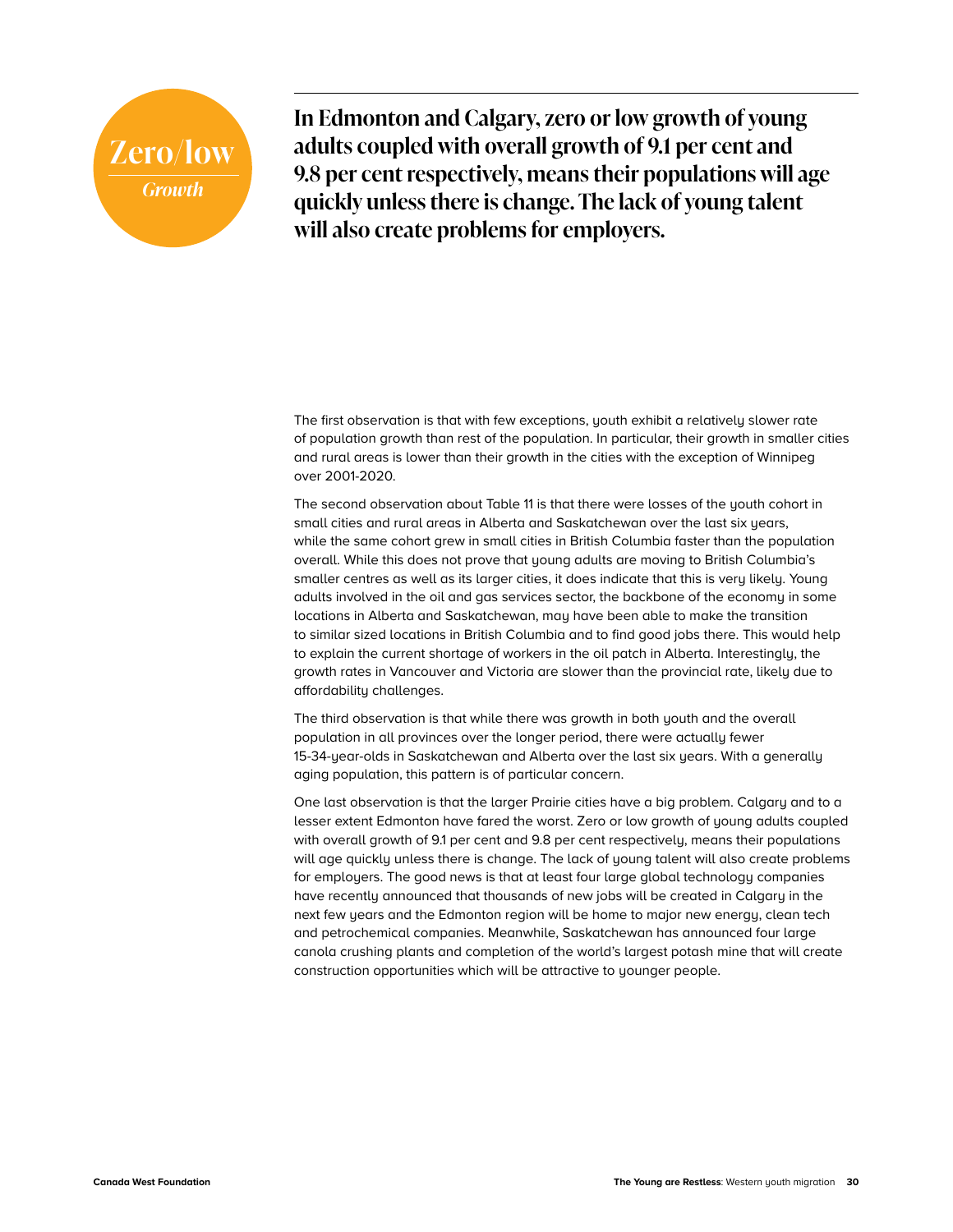**Zero/low**
*Growth*

**In Edmonton and Calgary, zero or low growth of young adults coupled with overall growth of 9.1 per cent and 9.8 per cent respectively, means their populations will age quickly unless there is change. The lack of young talent will also create problems for employers.**

The first observation is that with few exceptions, youth exhibit a relatively slower rate of population growth than rest of the population. In particular, their growth in smaller cities and rural areas is lower than their growth in the cities with the exception of Winnipeg over 2001-2020.

The second observation about Table 11 is that there were losses of the youth cohort in small cities and rural areas in Alberta and Saskatchewan over the last six years, while the same cohort grew in small cities in British Columbia faster than the population overall. While this does not prove that young adults are moving to British Columbia's smaller centres as well as its larger cities, it does indicate that this is very likely. Young adults involved in the oil and gas services sector, the backbone of the economy in some locations in Alberta and Saskatchewan, may have been able to make the transition to similar sized locations in British Columbia and to find good jobs there. This would help to explain the current shortage of workers in the oil patch in Alberta. Interestingly, the growth rates in Vancouver and Victoria are slower than the provincial rate, likely due to affordability challenges.

The third observation is that while there was growth in both youth and the overall population in all provinces over the longer period, there were actually fewer 15-34-year-olds in Saskatchewan and Alberta over the last six years. With a generally aging population, this pattern is of particular concern.

One last observation is that the larger Prairie cities have a big problem. Calgary and to a lesser extent Edmonton have fared the worst. Zero or low growth of young adults coupled with overall growth of 9.1 per cent and 9.8 per cent respectively, means their populations will age quickly unless there is change. The lack of young talent will also create problems for employers. The good news is that at least four large global technology companies have recently announced that thousands of new jobs will be created in Calgary in the next few years and the Edmonton region will be home to major new energy, clean tech and petrochemical companies. Meanwhile, Saskatchewan has announced four large canola crushing plants and completion of the world's largest potash mine that will create construction opportunities which will be attractive to younger people.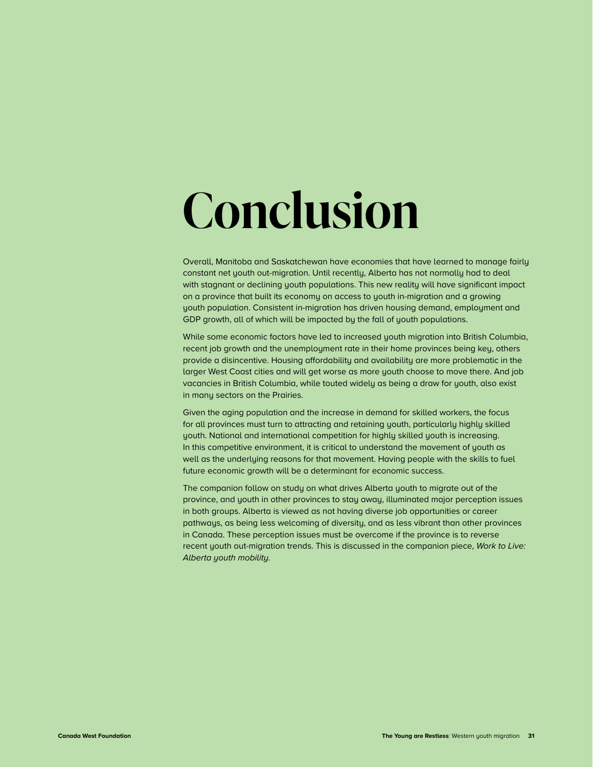# Conclusion

Overall, Manitoba and Saskatchewan have economies that have learned to manage fairly constant net youth out-migration. Until recently, Alberta has not normally had to deal with stagnant or declining youth populations. This new reality will have significant impact on a province that built its economy on access to youth in-migration and a growing youth population. Consistent in-migration has driven housing demand, employment and GDP growth, all of which will be impacted by the fall of youth populations.

While some economic factors have led to increased youth migration into British Columbia, recent job growth and the unemployment rate in their home provinces being key, others provide a disincentive. Housing affordability and availability are more problematic in the larger West Coast cities and will get worse as more youth choose to move there. And job vacancies in British Columbia, while touted widely as being a draw for youth, also exist in many sectors on the Prairies.

Given the aging population and the increase in demand for skilled workers, the focus for all provinces must turn to attracting and retaining youth, particularly highly skilled youth. National and international competition for highly skilled youth is increasing. In this competitive environment, it is critical to understand the movement of youth as well as the underlying reasons for that movement. Having people with the skills to fuel future economic growth will be a determinant for economic success.

The companion follow on study on what drives Alberta youth to migrate out of the province, and youth in other provinces to stay away, illuminated major perception issues in both groups. Alberta is viewed as not having diverse job opportunities or career pathways, as being less welcoming of diversity, and as less vibrant than other provinces in Canada. These perception issues must be overcome if the province is to reverse recent youth out-migration trends. This is discussed in the companion piece, *Work to Live: Alberta youth mobility.*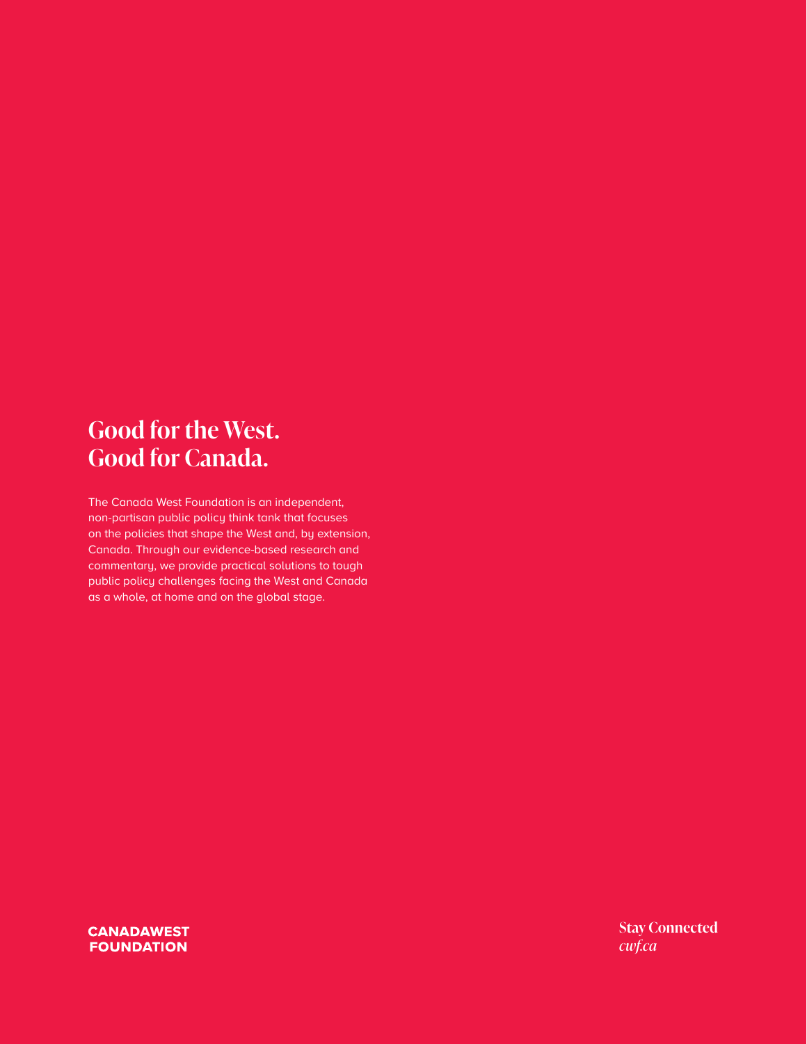# Good for the West. Good for Canada.

The Canada West Foundation is an independent, non-partisan public policy think tank that focuses on the policies that shape the West and, by extension, Canada. Through our evidence-based research and commentary, we provide practical solutions to tough public policy challenges facing the West and Canada as a whole, at home and on the global stage.

**CANADAWEST FOUNDATION**

**Stay Connected**
*cwf.ca*